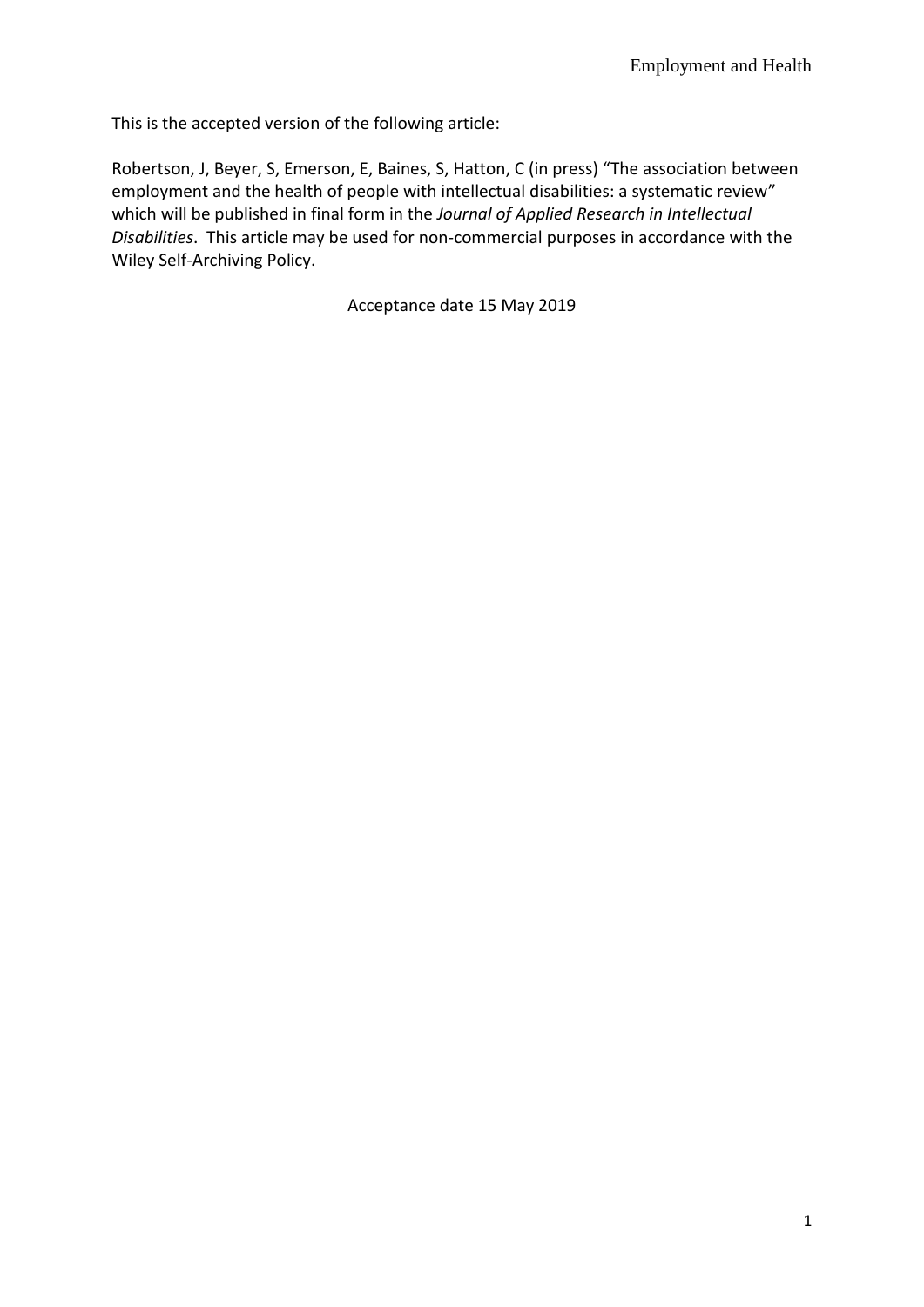This is the accepted version of the following article:

Robertson, J, Beyer, S, Emerson, E, Baines, S, Hatton, C (in press) "The association between employment and the health of people with intellectual disabilities: a systematic review" which will be published in final form in the *Journal of Applied Research in Intellectual Disabilities*. This article may be used for non-commercial purposes in accordance with the Wiley Self-Archiving Policy.

Acceptance date 15 May 2019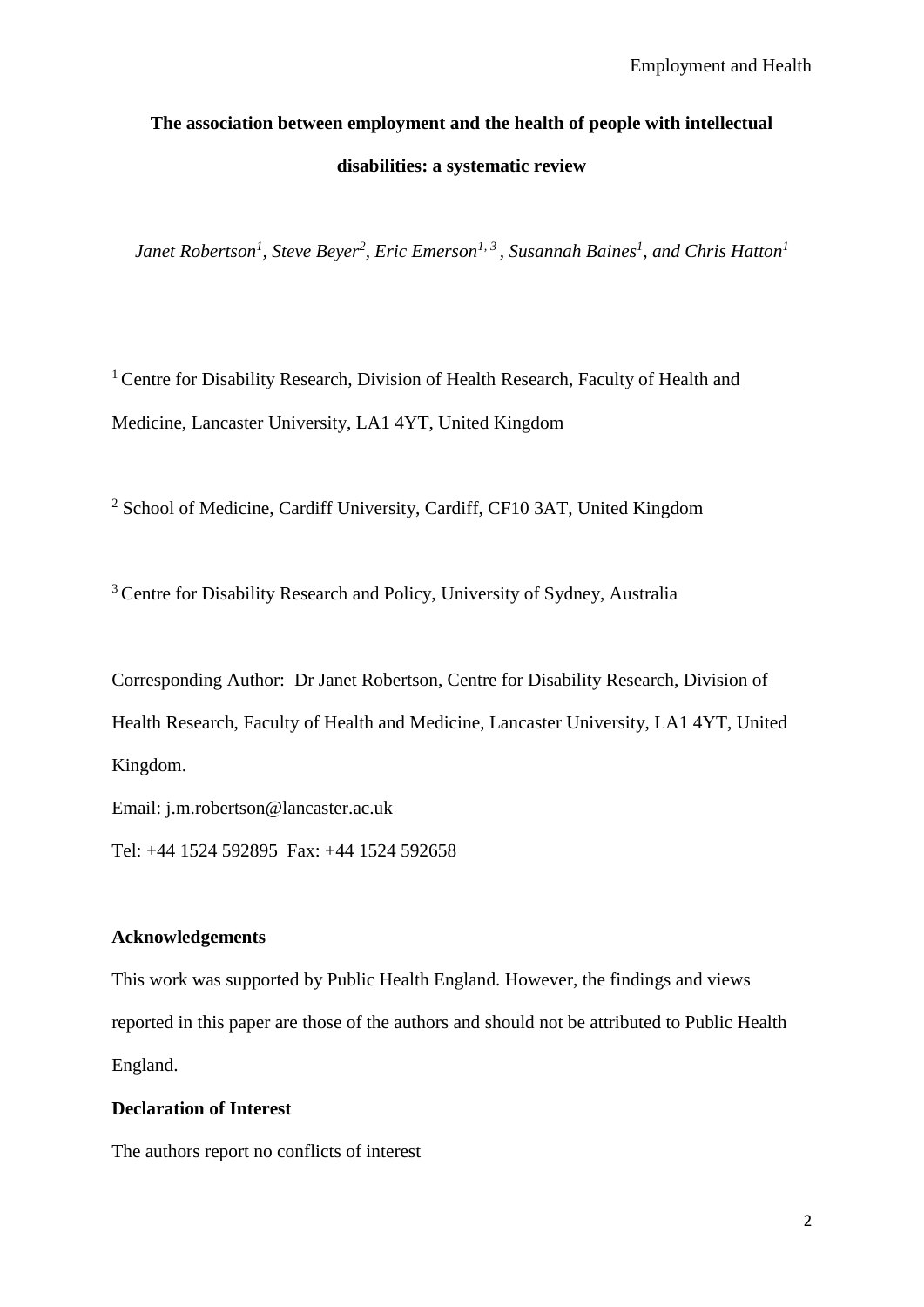**The association between employment and the health of people with intellectual disabilities: a systematic review**

*Janet Robertson[1], Steve Beyer[2], Eric Emerson[1, 3], Susannah Baines[1], and Chris Hatton[1]*

[1] Centre for Disability Research, Division of Health Research, Faculty of Health and Medicine, Lancaster University, LA1 4YT, United Kingdom

[2] School of Medicine, Cardiff University, Cardiff, CF10 3AT, United Kingdom

[3] Centre for Disability Research and Policy, University of Sydney, Australia

Corresponding Author: Dr Janet Robertson, Centre for Disability Research, Division of Health Research, Faculty of Health and Medicine, Lancaster University, LA1 4YT, United Kingdom.

Email: j.m.robertson@lancaster.ac.uk

Tel: +44 1524 592895 Fax: +44 1524 592658

**Acknowledgements**

This work was supported by Public Health England. However, the findings and views reported in this paper are those of the authors and should not be attributed to Public Health England.

**Declaration of Interest**

The authors report no conflicts of interest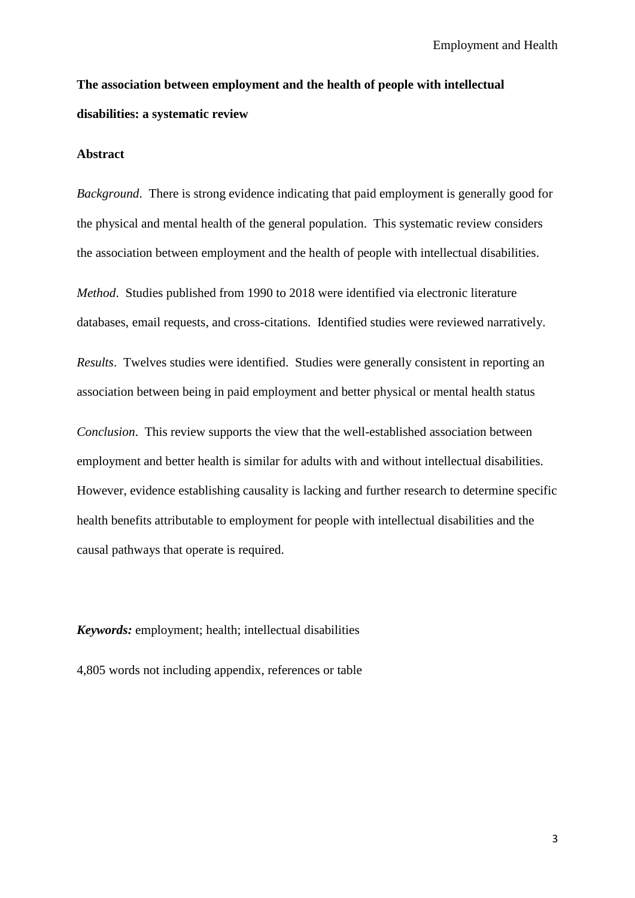**The association between employment and the health of people with intellectual disabilities: a systematic review**

**Abstract**

*Background*. There is strong evidence indicating that paid employment is generally good for the physical and mental health of the general population. This systematic review considers the association between employment and the health of people with intellectual disabilities.

*Method*. Studies published from 1990 to 2018 were identified via electronic literature databases, email requests, and cross-citations. Identified studies were reviewed narratively.

*Results*. Twelves studies were identified. Studies were generally consistent in reporting an association between being in paid employment and better physical or mental health status

*Conclusion*. This review supports the view that the well-established association between employment and better health is similar for adults with and without intellectual disabilities. However, evidence establishing causality is lacking and further research to determine specific health benefits attributable to employment for people with intellectual disabilities and the causal pathways that operate is required.

***Keywords:*** employment; health; intellectual disabilities

4,805 words not including appendix, references or table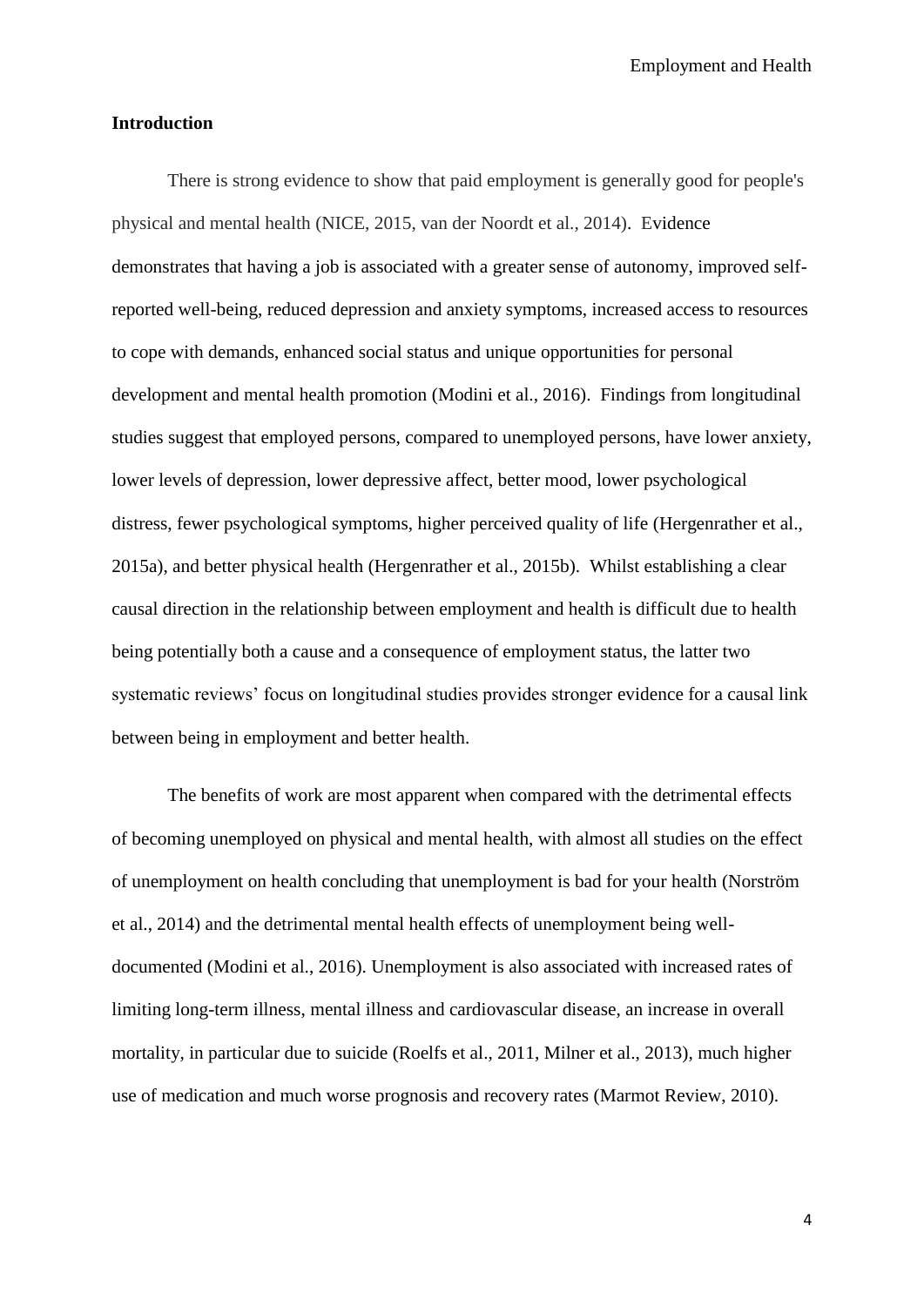## Introduction

There is strong evidence to show that paid employment is generally good for people's physical and mental health (NICE, 2015, van der Noordt et al., 2014). Evidence demonstrates that having a job is associated with a greater sense of autonomy, improved self-reported well-being, reduced depression and anxiety symptoms, increased access to resources to cope with demands, enhanced social status and unique opportunities for personal development and mental health promotion (Modini et al., 2016). Findings from longitudinal studies suggest that employed persons, compared to unemployed persons, have lower anxiety, lower levels of depression, lower depressive affect, better mood, lower psychological distress, fewer psychological symptoms, higher perceived quality of life (Hergenrather et al., 2015a), and better physical health (Hergenrather et al., 2015b). Whilst establishing a clear causal direction in the relationship between employment and health is difficult due to health being potentially both a cause and a consequence of employment status, the latter two systematic reviews' focus on longitudinal studies provides stronger evidence for a causal link between being in employment and better health.

The benefits of work are most apparent when compared with the detrimental effects of becoming unemployed on physical and mental health, with almost all studies on the effect of unemployment on health concluding that unemployment is bad for your health (Norström et al., 2014) and the detrimental mental health effects of unemployment being well-documented (Modini et al., 2016). Unemployment is also associated with increased rates of limiting long-term illness, mental illness and cardiovascular disease, an increase in overall mortality, in particular due to suicide (Roelfs et al., 2011, Milner et al., 2013), much higher use of medication and much worse prognosis and recovery rates (Marmot Review, 2010).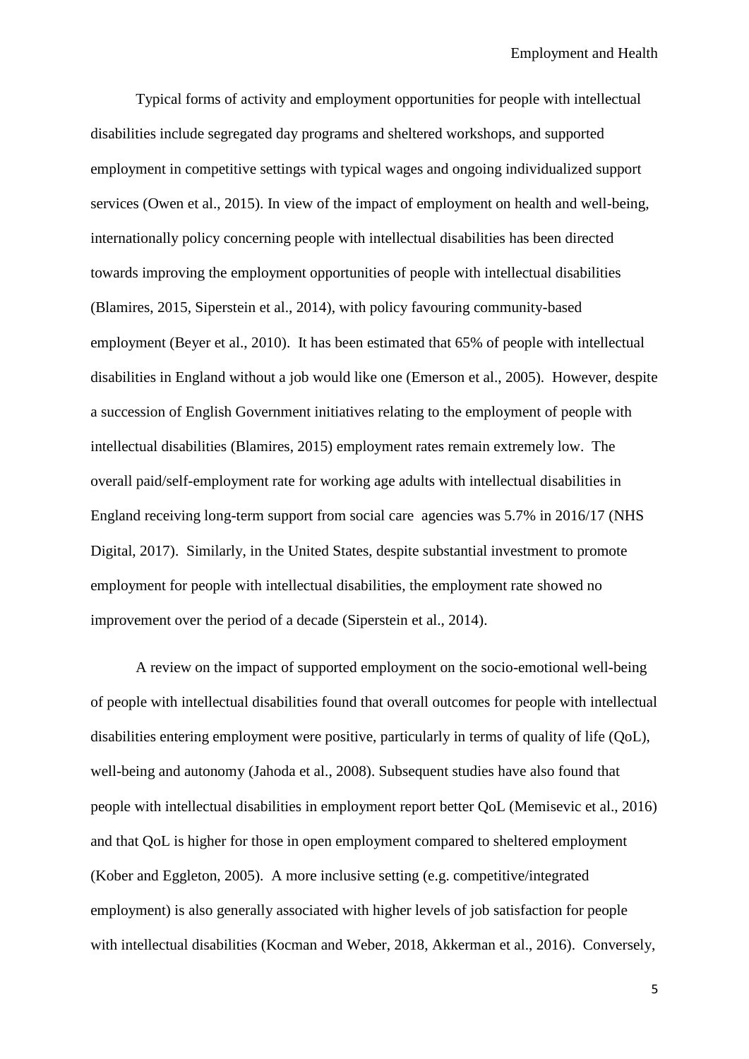Typical forms of activity and employment opportunities for people with intellectual disabilities include segregated day programs and sheltered workshops, and supported employment in competitive settings with typical wages and ongoing individualized support services (Owen et al., 2015). In view of the impact of employment on health and well-being, internationally policy concerning people with intellectual disabilities has been directed towards improving the employment opportunities of people with intellectual disabilities (Blamires, 2015, Siperstein et al., 2014), with policy favouring community-based employment (Beyer et al., 2010). It has been estimated that 65% of people with intellectual disabilities in England without a job would like one (Emerson et al., 2005). However, despite a succession of English Government initiatives relating to the employment of people with intellectual disabilities (Blamires, 2015) employment rates remain extremely low. The overall paid/self-employment rate for working age adults with intellectual disabilities in England receiving long-term support from social care agencies was 5.7% in 2016/17 (NHS Digital, 2017). Similarly, in the United States, despite substantial investment to promote employment for people with intellectual disabilities, the employment rate showed no improvement over the period of a decade (Siperstein et al., 2014).

A review on the impact of supported employment on the socio-emotional well-being of people with intellectual disabilities found that overall outcomes for people with intellectual disabilities entering employment were positive, particularly in terms of quality of life (QoL), well-being and autonomy (Jahoda et al., 2008). Subsequent studies have also found that people with intellectual disabilities in employment report better QoL (Memisevic et al., 2016) and that QoL is higher for those in open employment compared to sheltered employment (Kober and Eggleton, 2005). A more inclusive setting (e.g. competitive/integrated employment) is also generally associated with higher levels of job satisfaction for people with intellectual disabilities (Kocman and Weber, 2018, Akkerman et al., 2016). Conversely,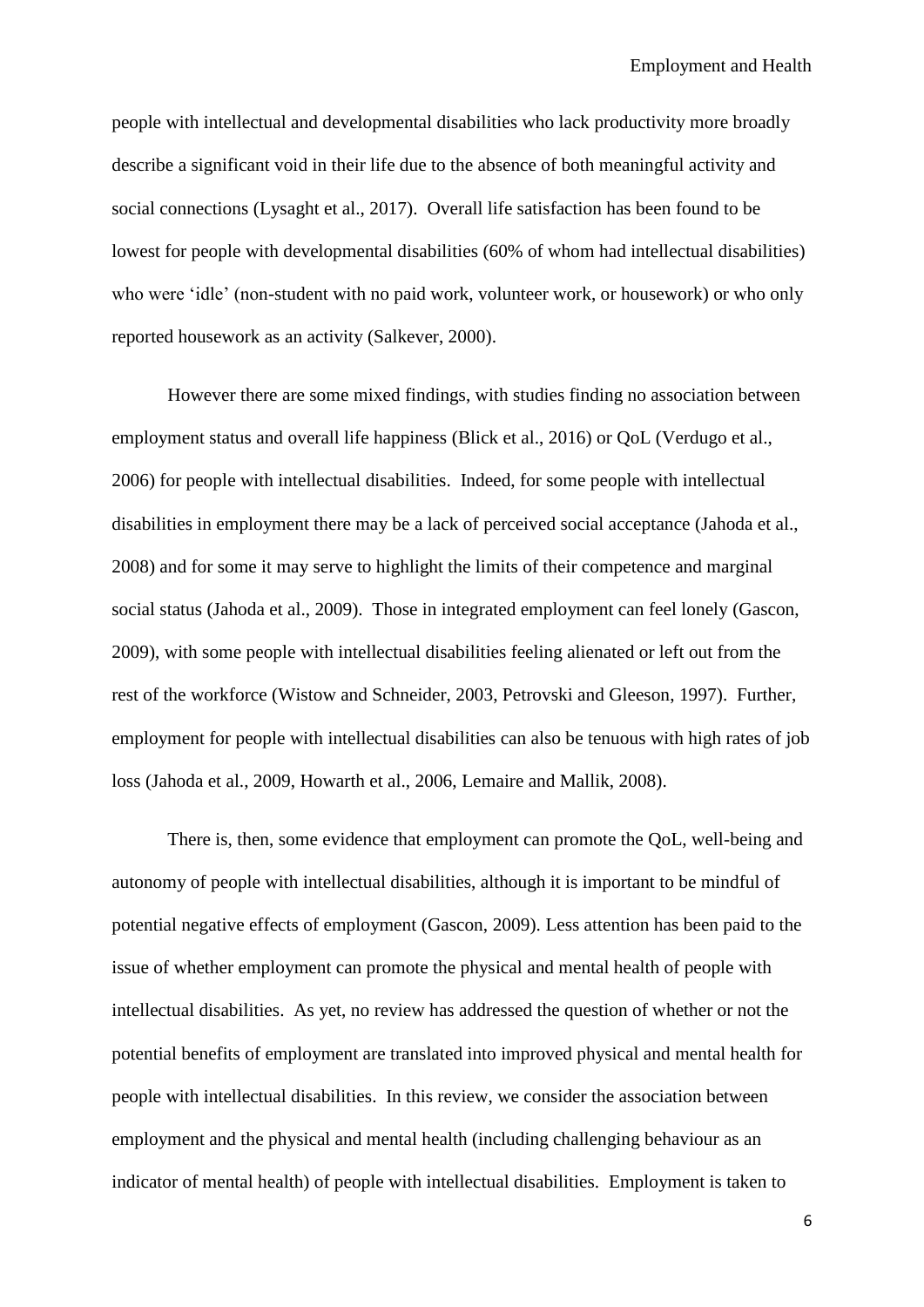people with intellectual and developmental disabilities who lack productivity more broadly describe a significant void in their life due to the absence of both meaningful activity and social connections (Lysaght et al., 2017). Overall life satisfaction has been found to be lowest for people with developmental disabilities (60% of whom had intellectual disabilities) who were 'idle' (non-student with no paid work, volunteer work, or housework) or who only reported housework as an activity (Salkever, 2000).

However there are some mixed findings, with studies finding no association between employment status and overall life happiness (Blick et al., 2016) or QoL (Verdugo et al., 2006) for people with intellectual disabilities. Indeed, for some people with intellectual disabilities in employment there may be a lack of perceived social acceptance (Jahoda et al., 2008) and for some it may serve to highlight the limits of their competence and marginal social status (Jahoda et al., 2009). Those in integrated employment can feel lonely (Gascon, 2009), with some people with intellectual disabilities feeling alienated or left out from the rest of the workforce (Wistow and Schneider, 2003, Petrovski and Gleeson, 1997). Further, employment for people with intellectual disabilities can also be tenuous with high rates of job loss (Jahoda et al., 2009, Howarth et al., 2006, Lemaire and Mallik, 2008).

There is, then, some evidence that employment can promote the QoL, well-being and autonomy of people with intellectual disabilities, although it is important to be mindful of potential negative effects of employment (Gascon, 2009). Less attention has been paid to the issue of whether employment can promote the physical and mental health of people with intellectual disabilities. As yet, no review has addressed the question of whether or not the potential benefits of employment are translated into improved physical and mental health for people with intellectual disabilities. In this review, we consider the association between employment and the physical and mental health (including challenging behaviour as an indicator of mental health) of people with intellectual disabilities. Employment is taken to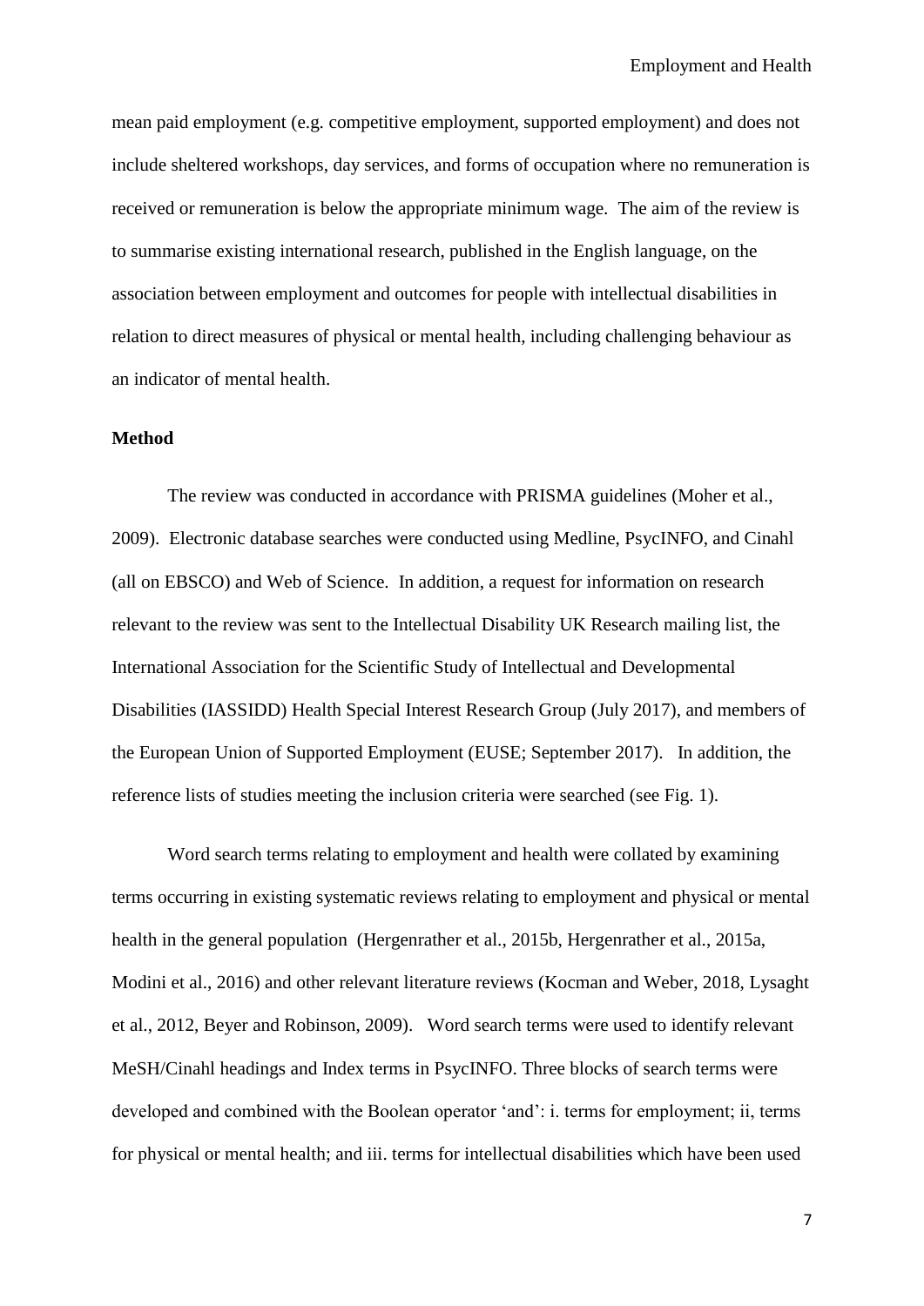mean paid employment (e.g. competitive employment, supported employment) and does not include sheltered workshops, day services, and forms of occupation where no remuneration is received or remuneration is below the appropriate minimum wage. The aim of the review is to summarise existing international research, published in the English language, on the association between employment and outcomes for people with intellectual disabilities in relation to direct measures of physical or mental health, including challenging behaviour as an indicator of mental health.

## Method

The review was conducted in accordance with PRISMA guidelines (Moher et al., 2009). Electronic database searches were conducted using Medline, PsycINFO, and Cinahl (all on EBSCO) and Web of Science. In addition, a request for information on research relevant to the review was sent to the Intellectual Disability UK Research mailing list, the International Association for the Scientific Study of Intellectual and Developmental Disabilities (IASSIDD) Health Special Interest Research Group (July 2017), and members of the European Union of Supported Employment (EUSE; September 2017). In addition, the reference lists of studies meeting the inclusion criteria were searched (see Fig. 1).

Word search terms relating to employment and health were collated by examining terms occurring in existing systematic reviews relating to employment and physical or mental health in the general population (Hergenrather et al., 2015b, Hergenrather et al., 2015a, Modini et al., 2016) and other relevant literature reviews (Kocman and Weber, 2018, Lysaght et al., 2012, Beyer and Robinson, 2009). Word search terms were used to identify relevant MeSH/Cinahl headings and Index terms in PsycINFO. Three blocks of search terms were developed and combined with the Boolean operator 'and': i. terms for employment; ii, terms for physical or mental health; and iii. terms for intellectual disabilities which have been used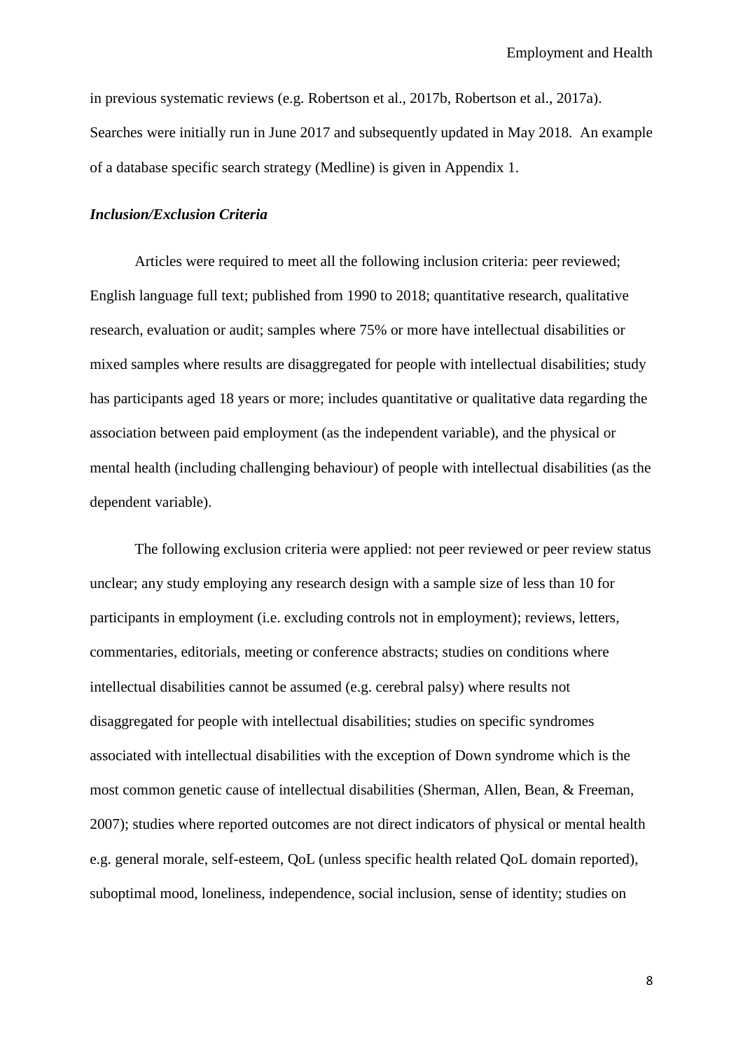in previous systematic reviews (e.g. Robertson et al., 2017b, Robertson et al., 2017a). Searches were initially run in June 2017 and subsequently updated in May 2018. An example of a database specific search strategy (Medline) is given in Appendix 1.

### *Inclusion/Exclusion Criteria*

Articles were required to meet all the following inclusion criteria: peer reviewed; English language full text; published from 1990 to 2018; quantitative research, qualitative research, evaluation or audit; samples where 75% or more have intellectual disabilities or mixed samples where results are disaggregated for people with intellectual disabilities; study has participants aged 18 years or more; includes quantitative or qualitative data regarding the association between paid employment (as the independent variable), and the physical or mental health (including challenging behaviour) of people with intellectual disabilities (as the dependent variable).

The following exclusion criteria were applied: not peer reviewed or peer review status unclear; any study employing any research design with a sample size of less than 10 for participants in employment (i.e. excluding controls not in employment); reviews, letters, commentaries, editorials, meeting or conference abstracts; studies on conditions where intellectual disabilities cannot be assumed (e.g. cerebral palsy) where results not disaggregated for people with intellectual disabilities; studies on specific syndromes associated with intellectual disabilities with the exception of Down syndrome which is the most common genetic cause of intellectual disabilities (Sherman, Allen, Bean, & Freeman, 2007); studies where reported outcomes are not direct indicators of physical or mental health e.g. general morale, self-esteem, QoL (unless specific health related QoL domain reported), suboptimal mood, loneliness, independence, social inclusion, sense of identity; studies on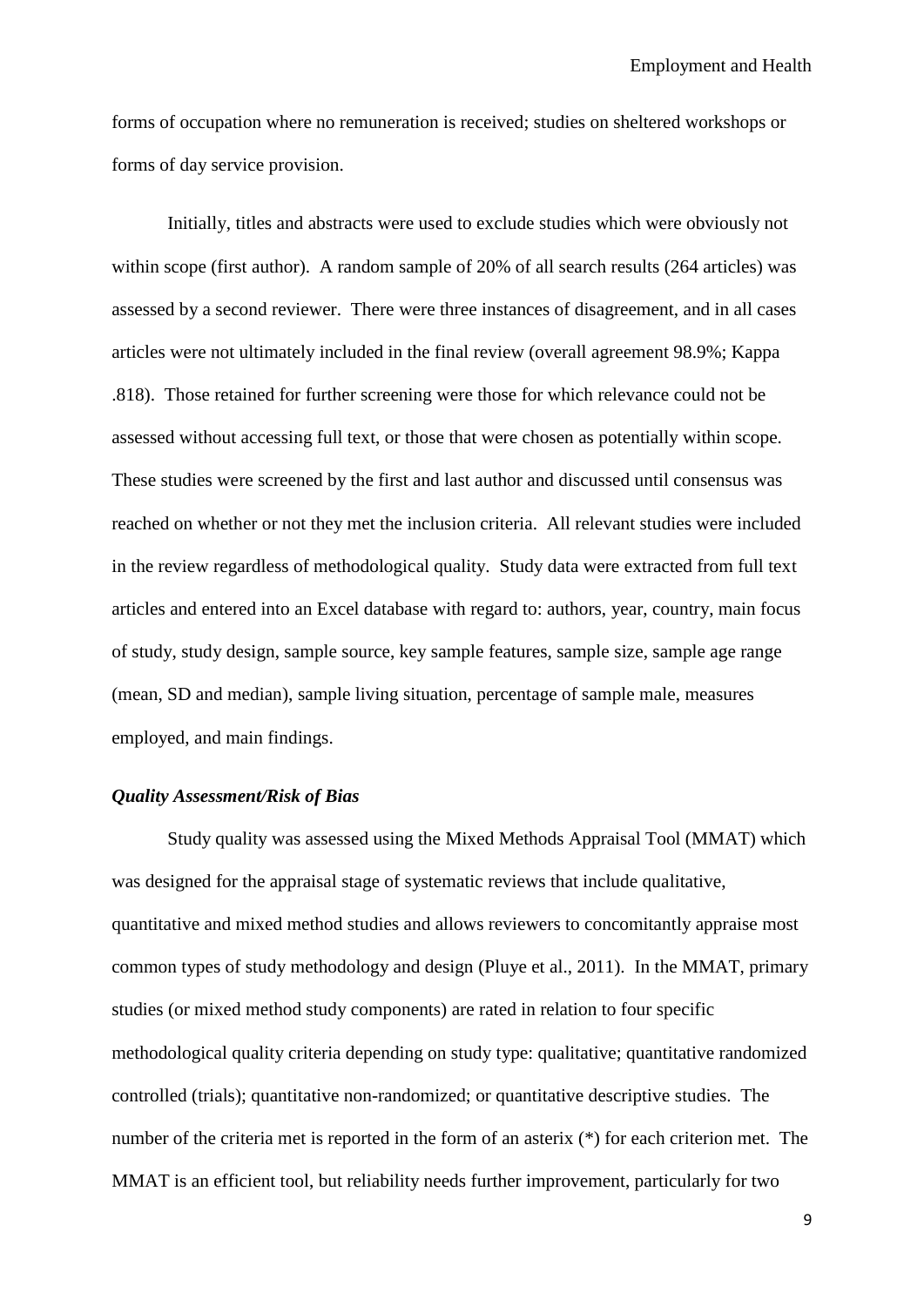forms of occupation where no remuneration is received; studies on sheltered workshops or forms of day service provision.

Initially, titles and abstracts were used to exclude studies which were obviously not within scope (first author). A random sample of 20% of all search results (264 articles) was assessed by a second reviewer. There were three instances of disagreement, and in all cases articles were not ultimately included in the final review (overall agreement 98.9%; Kappa .818). Those retained for further screening were those for which relevance could not be assessed without accessing full text, or those that were chosen as potentially within scope. These studies were screened by the first and last author and discussed until consensus was reached on whether or not they met the inclusion criteria. All relevant studies were included in the review regardless of methodological quality. Study data were extracted from full text articles and entered into an Excel database with regard to: authors, year, country, main focus of study, study design, sample source, key sample features, sample size, sample age range (mean, SD and median), sample living situation, percentage of sample male, measures employed, and main findings.

### *Quality Assessment/Risk of Bias*

Study quality was assessed using the Mixed Methods Appraisal Tool (MMAT) which was designed for the appraisal stage of systematic reviews that include qualitative, quantitative and mixed method studies and allows reviewers to concomitantly appraise most common types of study methodology and design (Pluye et al., 2011). In the MMAT, primary studies (or mixed method study components) are rated in relation to four specific methodological quality criteria depending on study type: qualitative; quantitative randomized controlled (trials); quantitative non-randomized; or quantitative descriptive studies. The number of the criteria met is reported in the form of an asterix (*) for each criterion met. The MMAT is an efficient tool, but reliability needs further improvement, particularly for two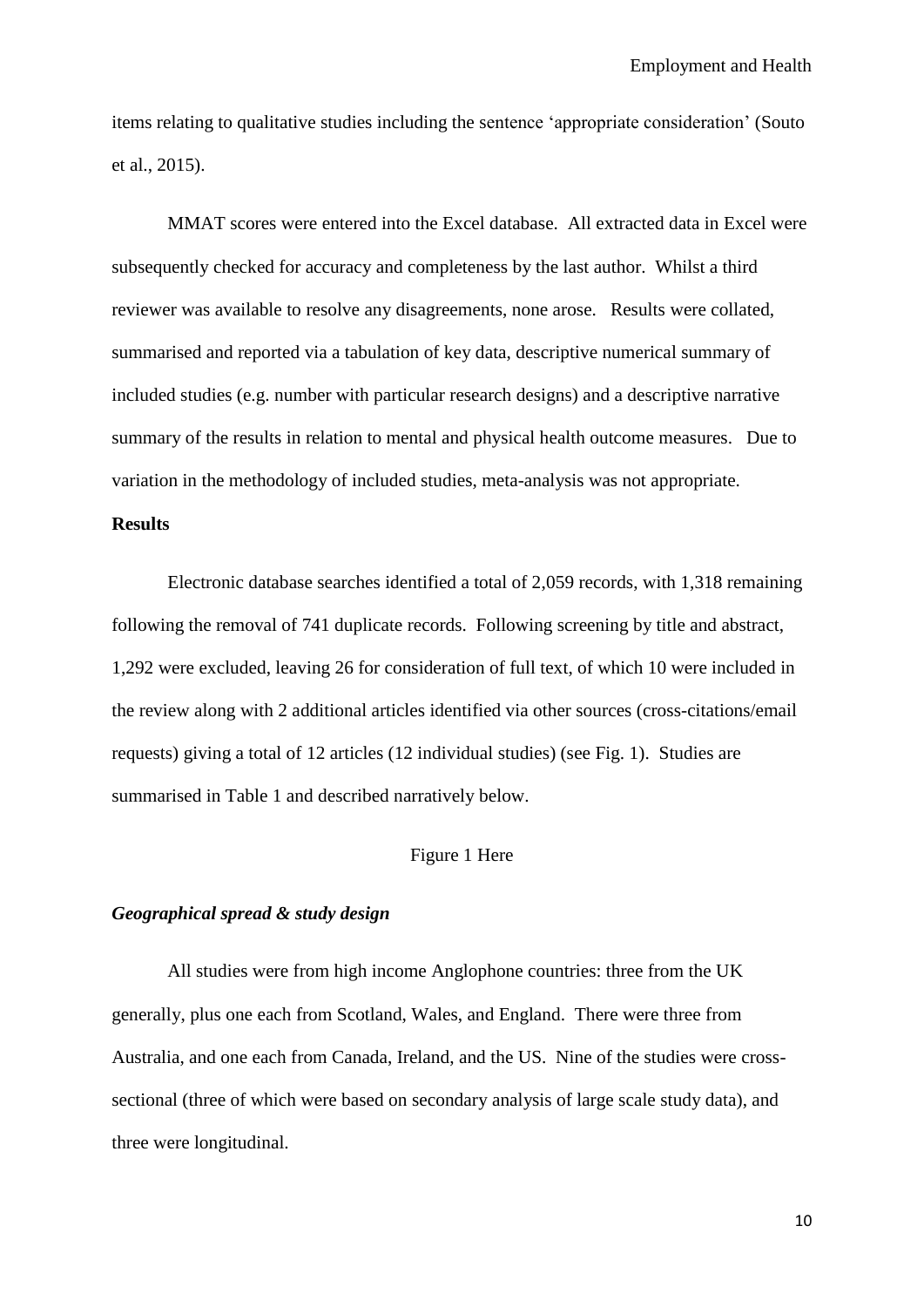items relating to qualitative studies including the sentence 'appropriate consideration' (Souto et al., 2015).

MMAT scores were entered into the Excel database. All extracted data in Excel were subsequently checked for accuracy and completeness by the last author. Whilst a third reviewer was available to resolve any disagreements, none arose. Results were collated, summarised and reported via a tabulation of key data, descriptive numerical summary of included studies (e.g. number with particular research designs) and a descriptive narrative summary of the results in relation to mental and physical health outcome measures. Due to variation in the methodology of included studies, meta-analysis was not appropriate.

## Results

Electronic database searches identified a total of 2,059 records, with 1,318 remaining following the removal of 741 duplicate records. Following screening by title and abstract, 1,292 were excluded, leaving 26 for consideration of full text, of which 10 were included in the review along with 2 additional articles identified via other sources (cross-citations/email requests) giving a total of 12 articles (12 individual studies) (see Fig. 1). Studies are summarised in Table 1 and described narratively below.

Figure 1 Here

### *Geographical spread & study design*

All studies were from high income Anglophone countries: three from the UK generally, plus one each from Scotland, Wales, and England. There were three from Australia, and one each from Canada, Ireland, and the US. Nine of the studies were cross-sectional (three of which were based on secondary analysis of large scale study data), and three were longitudinal.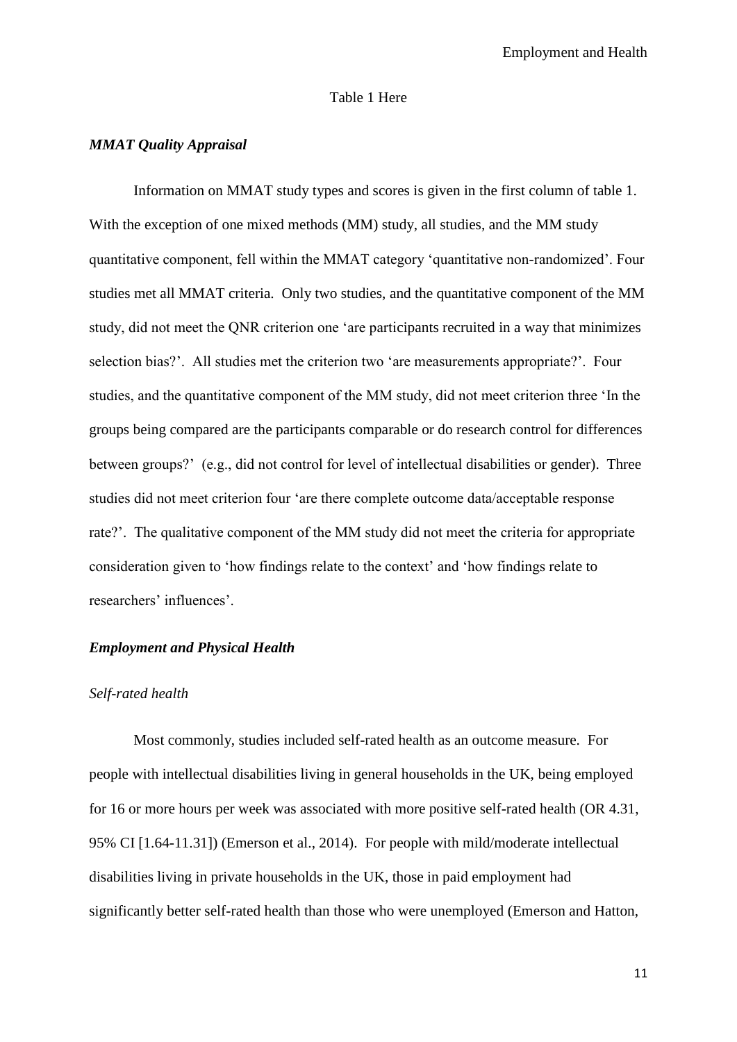Table 1 Here

### *MMAT Quality Appraisal*

Information on MMAT study types and scores is given in the first column of table 1. With the exception of one mixed methods (MM) study, all studies, and the MM study quantitative component, fell within the MMAT category 'quantitative non-randomized'. Four studies met all MMAT criteria. Only two studies, and the quantitative component of the MM study, did not meet the QNR criterion one 'are participants recruited in a way that minimizes selection bias?'. All studies met the criterion two 'are measurements appropriate?'. Four studies, and the quantitative component of the MM study, did not meet criterion three 'In the groups being compared are the participants comparable or do research control for differences between groups?' (e.g., did not control for level of intellectual disabilities or gender). Three studies did not meet criterion four 'are there complete outcome data/acceptable response rate?'. The qualitative component of the MM study did not meet the criteria for appropriate consideration given to 'how findings relate to the context' and 'how findings relate to researchers' influences'.

### *Employment and Physical Health*

#### *Self-rated health*

Most commonly, studies included self-rated health as an outcome measure. For people with intellectual disabilities living in general households in the UK, being employed for 16 or more hours per week was associated with more positive self-rated health (OR 4.31, 95% CI [1.64-11.31]) (Emerson et al., 2014). For people with mild/moderate intellectual disabilities living in private households in the UK, those in paid employment had significantly better self-rated health than those who were unemployed (Emerson and Hatton,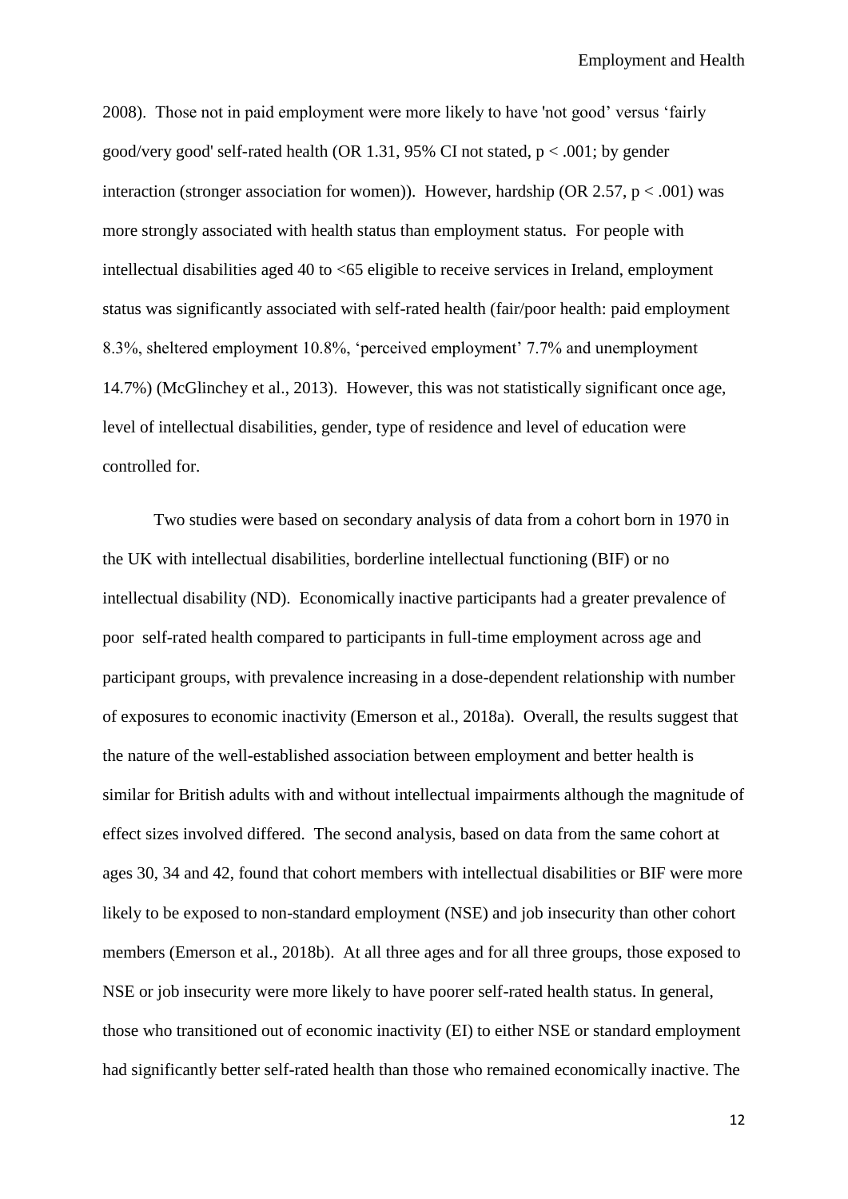2008). Those not in paid employment were more likely to have 'not good' versus 'fairly good/very good' self-rated health (OR 1.31, 95% CI not stated, $p < .001$; by gender interaction (stronger association for women)). However, hardship (OR 2.57, $p < .001$) was more strongly associated with health status than employment status. For people with intellectual disabilities aged 40 to <65 eligible to receive services in Ireland, employment status was significantly associated with self-rated health (fair/poor health: paid employment 8.3%, sheltered employment 10.8%, 'perceived employment' 7.7% and unemployment 14.7%) (McGlinchey et al., 2013). However, this was not statistically significant once age, level of intellectual disabilities, gender, type of residence and level of education were controlled for.

Two studies were based on secondary analysis of data from a cohort born in 1970 in the UK with intellectual disabilities, borderline intellectual functioning (BIF) or no intellectual disability (ND). Economically inactive participants had a greater prevalence of poor self-rated health compared to participants in full-time employment across age and participant groups, with prevalence increasing in a dose-dependent relationship with number of exposures to economic inactivity (Emerson et al., 2018a). Overall, the results suggest that the nature of the well-established association between employment and better health is similar for British adults with and without intellectual impairments although the magnitude of effect sizes involved differed. The second analysis, based on data from the same cohort at ages 30, 34 and 42, found that cohort members with intellectual disabilities or BIF were more likely to be exposed to non-standard employment (NSE) and job insecurity than other cohort members (Emerson et al., 2018b). At all three ages and for all three groups, those exposed to NSE or job insecurity were more likely to have poorer self-rated health status. In general, those who transitioned out of economic inactivity (EI) to either NSE or standard employment had significantly better self-rated health than those who remained economically inactive. The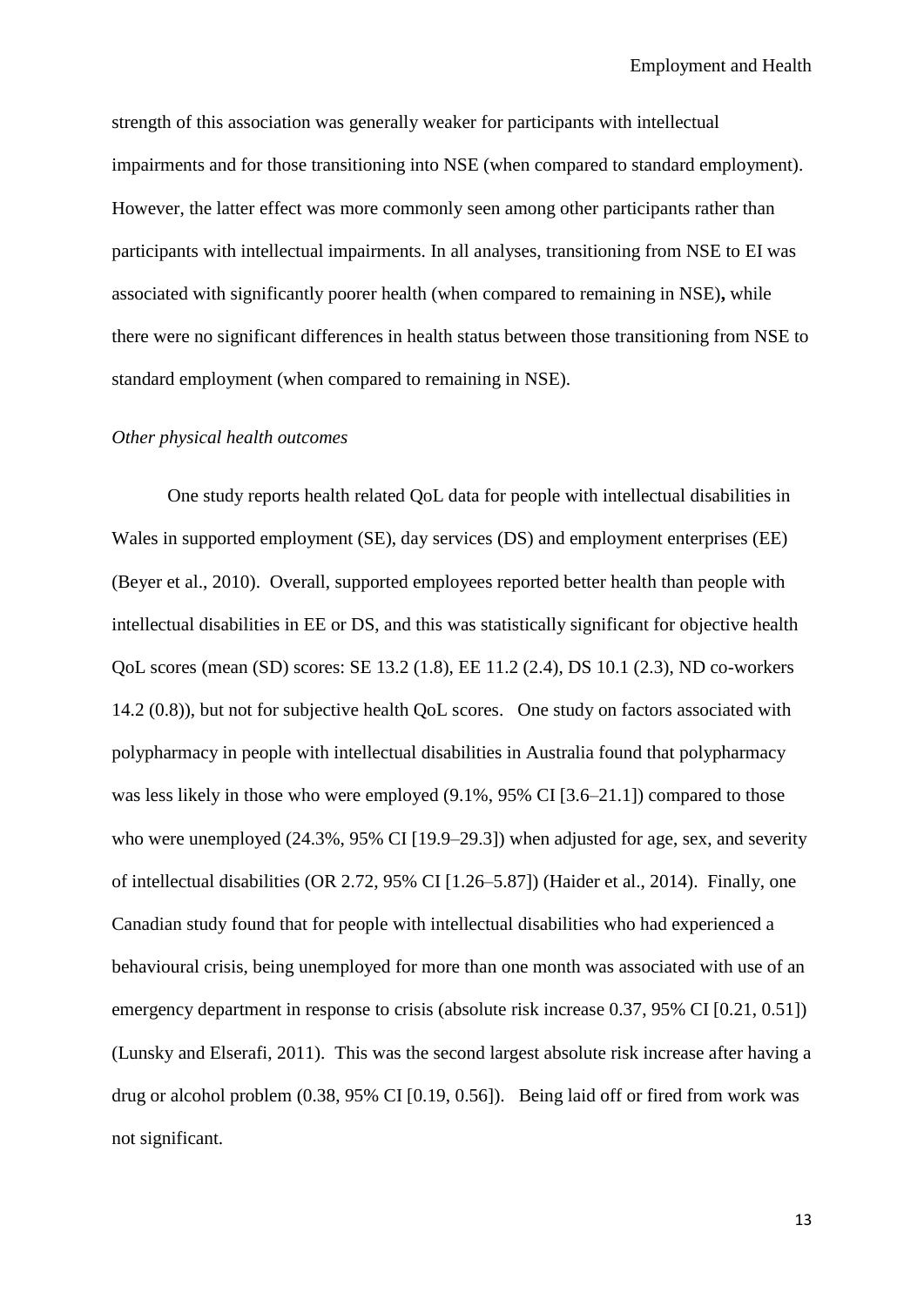strength of this association was generally weaker for participants with intellectual impairments and for those transitioning into NSE (when compared to standard employment). However, the latter effect was more commonly seen among other participants rather than participants with intellectual impairments. In all analyses, transitioning from NSE to EI was associated with significantly poorer health (when compared to remaining in NSE)**,** while there were no significant differences in health status between those transitioning from NSE to standard employment (when compared to remaining in NSE).

*Other physical health outcomes*

One study reports health related QoL data for people with intellectual disabilities in Wales in supported employment (SE), day services (DS) and employment enterprises (EE) (Beyer et al., 2010). Overall, supported employees reported better health than people with intellectual disabilities in EE or DS, and this was statistically significant for objective health QoL scores (mean (SD) scores: SE 13.2 (1.8), EE 11.2 (2.4), DS 10.1 (2.3), ND co-workers 14.2 (0.8)), but not for subjective health QoL scores. One study on factors associated with polypharmacy in people with intellectual disabilities in Australia found that polypharmacy was less likely in those who were employed (9.1%, 95% CI [3.6–21.1]) compared to those who were unemployed (24.3%, 95% CI [19.9–29.3]) when adjusted for age, sex, and severity of intellectual disabilities (OR 2.72, 95% CI [1.26–5.87]) (Haider et al., 2014). Finally, one Canadian study found that for people with intellectual disabilities who had experienced a behavioural crisis, being unemployed for more than one month was associated with use of an emergency department in response to crisis (absolute risk increase 0.37, 95% CI [0.21, 0.51]) (Lunsky and Elserafi, 2011). This was the second largest absolute risk increase after having a drug or alcohol problem (0.38, 95% CI [0.19, 0.56]). Being laid off or fired from work was not significant.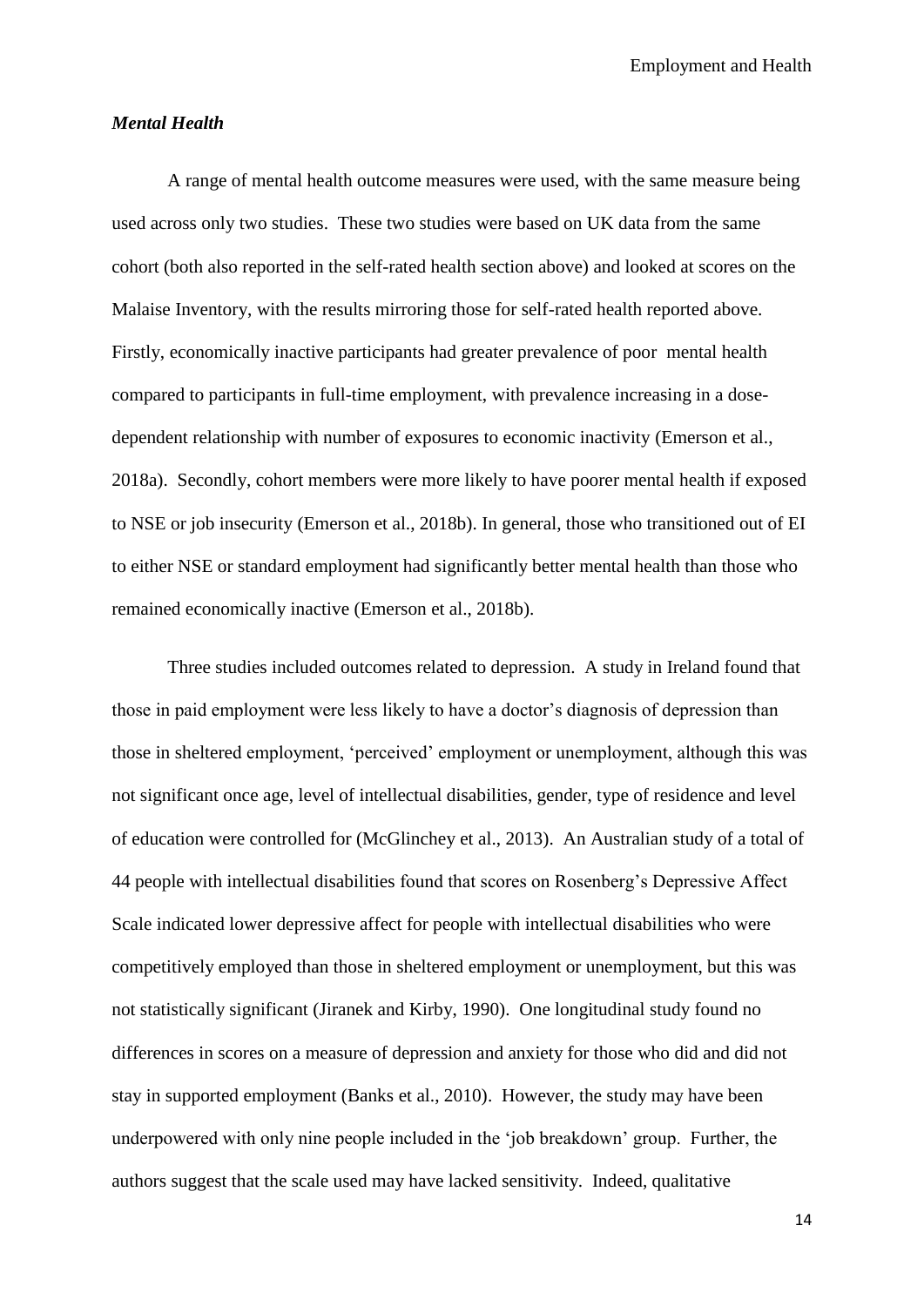### *Mental Health*

A range of mental health outcome measures were used, with the same measure being used across only two studies. These two studies were based on UK data from the same cohort (both also reported in the self-rated health section above) and looked at scores on the Malaise Inventory, with the results mirroring those for self-rated health reported above. Firstly, economically inactive participants had greater prevalence of poor mental health compared to participants in full-time employment, with prevalence increasing in a dose-dependent relationship with number of exposures to economic inactivity (Emerson et al., 2018a). Secondly, cohort members were more likely to have poorer mental health if exposed to NSE or job insecurity (Emerson et al., 2018b). In general, those who transitioned out of EI to either NSE or standard employment had significantly better mental health than those who remained economically inactive (Emerson et al., 2018b).

Three studies included outcomes related to depression. A study in Ireland found that those in paid employment were less likely to have a doctor's diagnosis of depression than those in sheltered employment, 'perceived' employment or unemployment, although this was not significant once age, level of intellectual disabilities, gender, type of residence and level of education were controlled for (McGlinchey et al., 2013). An Australian study of a total of 44 people with intellectual disabilities found that scores on Rosenberg's Depressive Affect Scale indicated lower depressive affect for people with intellectual disabilities who were competitively employed than those in sheltered employment or unemployment, but this was not statistically significant (Jiranek and Kirby, 1990). One longitudinal study found no differences in scores on a measure of depression and anxiety for those who did and did not stay in supported employment (Banks et al., 2010). However, the study may have been underpowered with only nine people included in the 'job breakdown' group. Further, the authors suggest that the scale used may have lacked sensitivity. Indeed, qualitative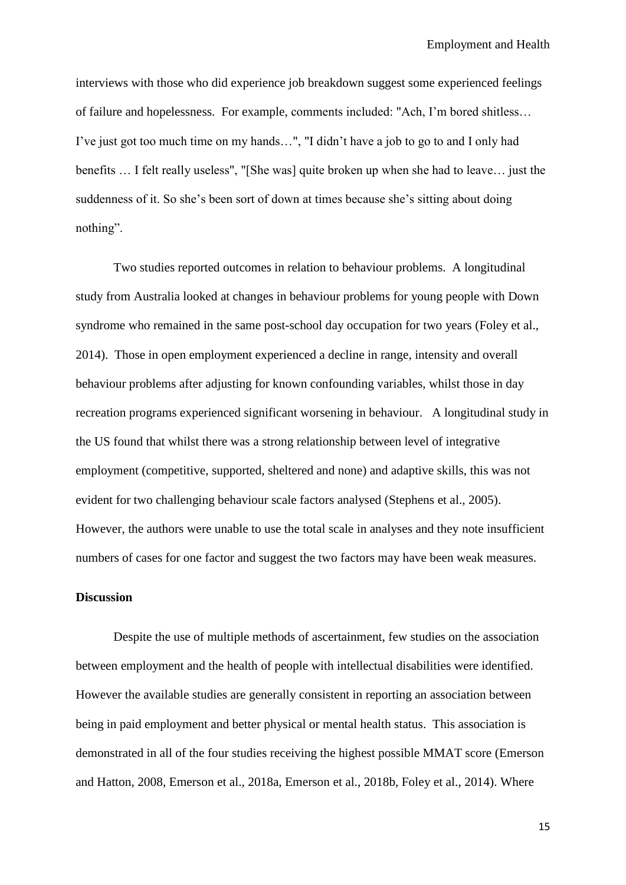interviews with those who did experience job breakdown suggest some experienced feelings of failure and hopelessness. For example, comments included: "Ach, I'm bored shitless… I've just got too much time on my hands…", "I didn't have a job to go to and I only had benefits … I felt really useless", "[She was] quite broken up when she had to leave… just the suddenness of it. So she's been sort of down at times because she's sitting about doing nothing".

Two studies reported outcomes in relation to behaviour problems. A longitudinal study from Australia looked at changes in behaviour problems for young people with Down syndrome who remained in the same post-school day occupation for two years (Foley et al., 2014). Those in open employment experienced a decline in range, intensity and overall behaviour problems after adjusting for known confounding variables, whilst those in day recreation programs experienced significant worsening in behaviour. A longitudinal study in the US found that whilst there was a strong relationship between level of integrative employment (competitive, supported, sheltered and none) and adaptive skills, this was not evident for two challenging behaviour scale factors analysed (Stephens et al., 2005). However, the authors were unable to use the total scale in analyses and they note insufficient numbers of cases for one factor and suggest the two factors may have been weak measures.

## Discussion

Despite the use of multiple methods of ascertainment, few studies on the association between employment and the health of people with intellectual disabilities were identified. However the available studies are generally consistent in reporting an association between being in paid employment and better physical or mental health status. This association is demonstrated in all of the four studies receiving the highest possible MMAT score (Emerson and Hatton, 2008, Emerson et al., 2018a, Emerson et al., 2018b, Foley et al., 2014). Where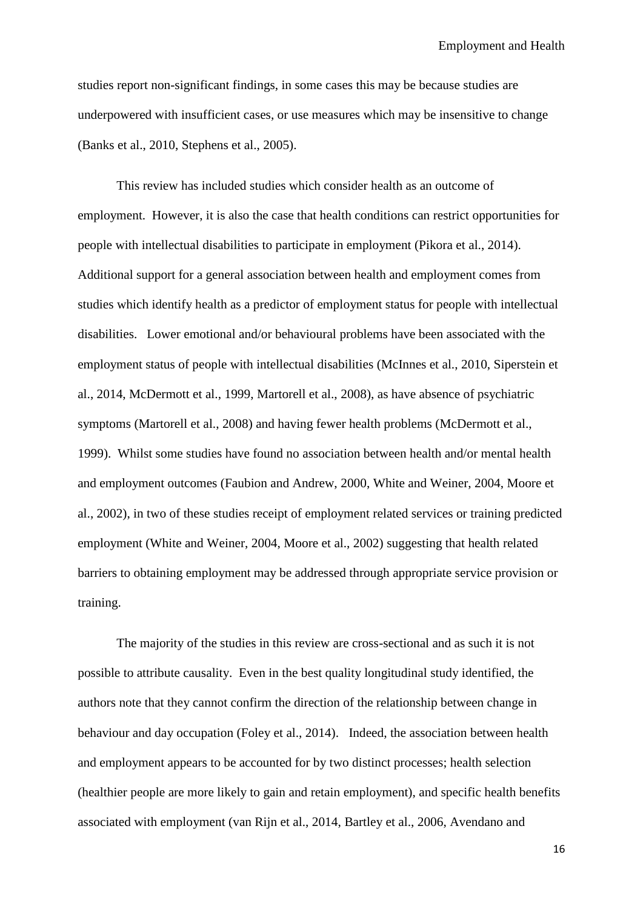studies report non-significant findings, in some cases this may be because studies are underpowered with insufficient cases, or use measures which may be insensitive to change (Banks et al., 2010, Stephens et al., 2005).

This review has included studies which consider health as an outcome of employment. However, it is also the case that health conditions can restrict opportunities for people with intellectual disabilities to participate in employment (Pikora et al., 2014). Additional support for a general association between health and employment comes from studies which identify health as a predictor of employment status for people with intellectual disabilities. Lower emotional and/or behavioural problems have been associated with the employment status of people with intellectual disabilities (McInnes et al., 2010, Siperstein et al., 2014, McDermott et al., 1999, Martorell et al., 2008), as have absence of psychiatric symptoms (Martorell et al., 2008) and having fewer health problems (McDermott et al., 1999). Whilst some studies have found no association between health and/or mental health and employment outcomes (Faubion and Andrew, 2000, White and Weiner, 2004, Moore et al., 2002), in two of these studies receipt of employment related services or training predicted employment (White and Weiner, 2004, Moore et al., 2002) suggesting that health related barriers to obtaining employment may be addressed through appropriate service provision or training.

The majority of the studies in this review are cross-sectional and as such it is not possible to attribute causality. Even in the best quality longitudinal study identified, the authors note that they cannot confirm the direction of the relationship between change in behaviour and day occupation (Foley et al., 2014). Indeed, the association between health and employment appears to be accounted for by two distinct processes; health selection (healthier people are more likely to gain and retain employment), and specific health benefits associated with employment (van Rijn et al., 2014, Bartley et al., 2006, Avendano and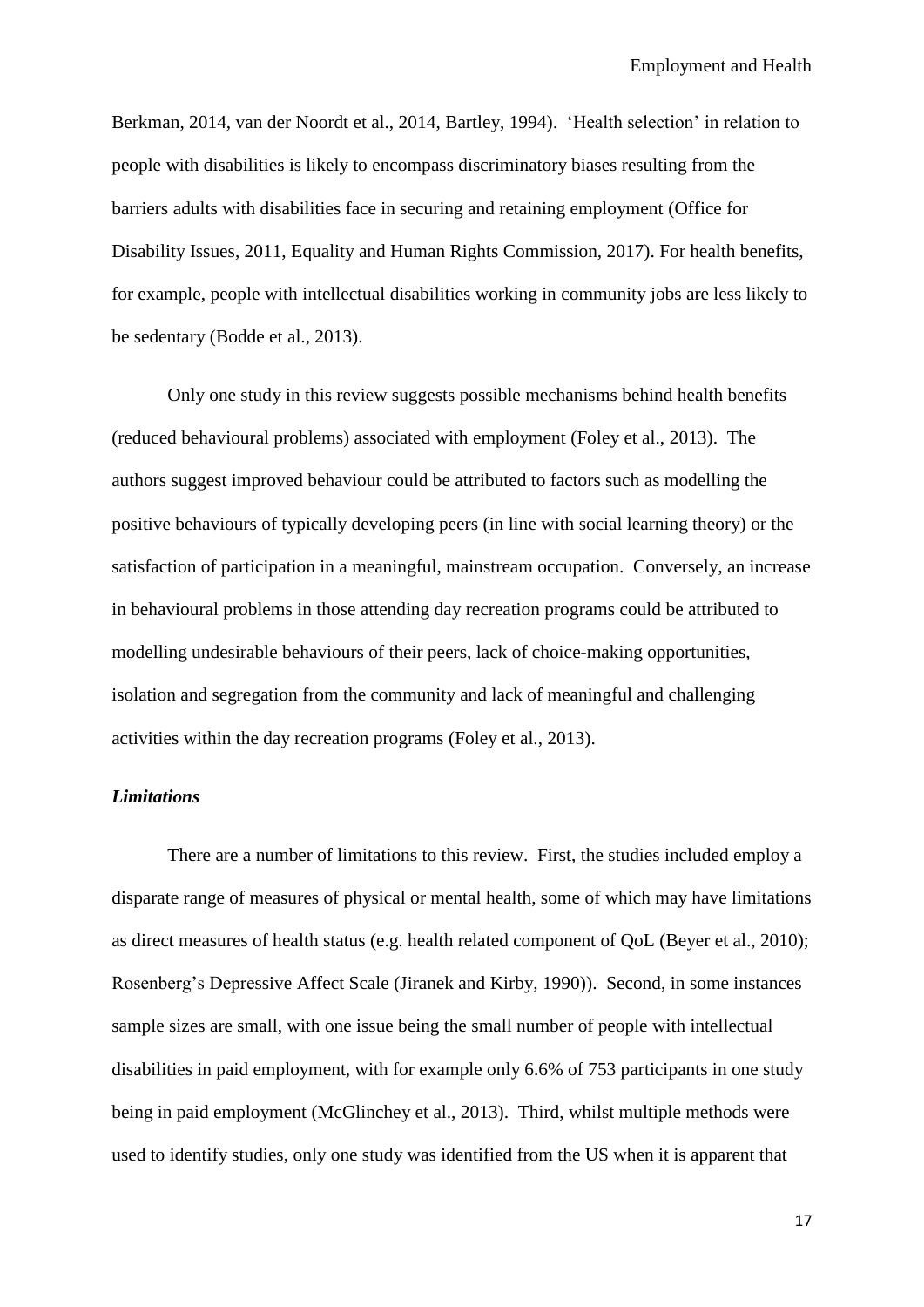Berkman, 2014, van der Noordt et al., 2014, Bartley, 1994). 'Health selection' in relation to people with disabilities is likely to encompass discriminatory biases resulting from the barriers adults with disabilities face in securing and retaining employment (Office for Disability Issues, 2011, Equality and Human Rights Commission, 2017). For health benefits, for example, people with intellectual disabilities working in community jobs are less likely to be sedentary (Bodde et al., 2013).

Only one study in this review suggests possible mechanisms behind health benefits (reduced behavioural problems) associated with employment (Foley et al., 2013). The authors suggest improved behaviour could be attributed to factors such as modelling the positive behaviours of typically developing peers (in line with social learning theory) or the satisfaction of participation in a meaningful, mainstream occupation. Conversely, an increase in behavioural problems in those attending day recreation programs could be attributed to modelling undesirable behaviours of their peers, lack of choice-making opportunities, isolation and segregation from the community and lack of meaningful and challenging activities within the day recreation programs (Foley et al., 2013).

### *Limitations*

There are a number of limitations to this review. First, the studies included employ a disparate range of measures of physical or mental health, some of which may have limitations as direct measures of health status (e.g. health related component of QoL (Beyer et al., 2010); Rosenberg's Depressive Affect Scale (Jiranek and Kirby, 1990)). Second, in some instances sample sizes are small, with one issue being the small number of people with intellectual disabilities in paid employment, with for example only 6.6% of 753 participants in one study being in paid employment (McGlinchey et al., 2013). Third, whilst multiple methods were used to identify studies, only one study was identified from the US when it is apparent that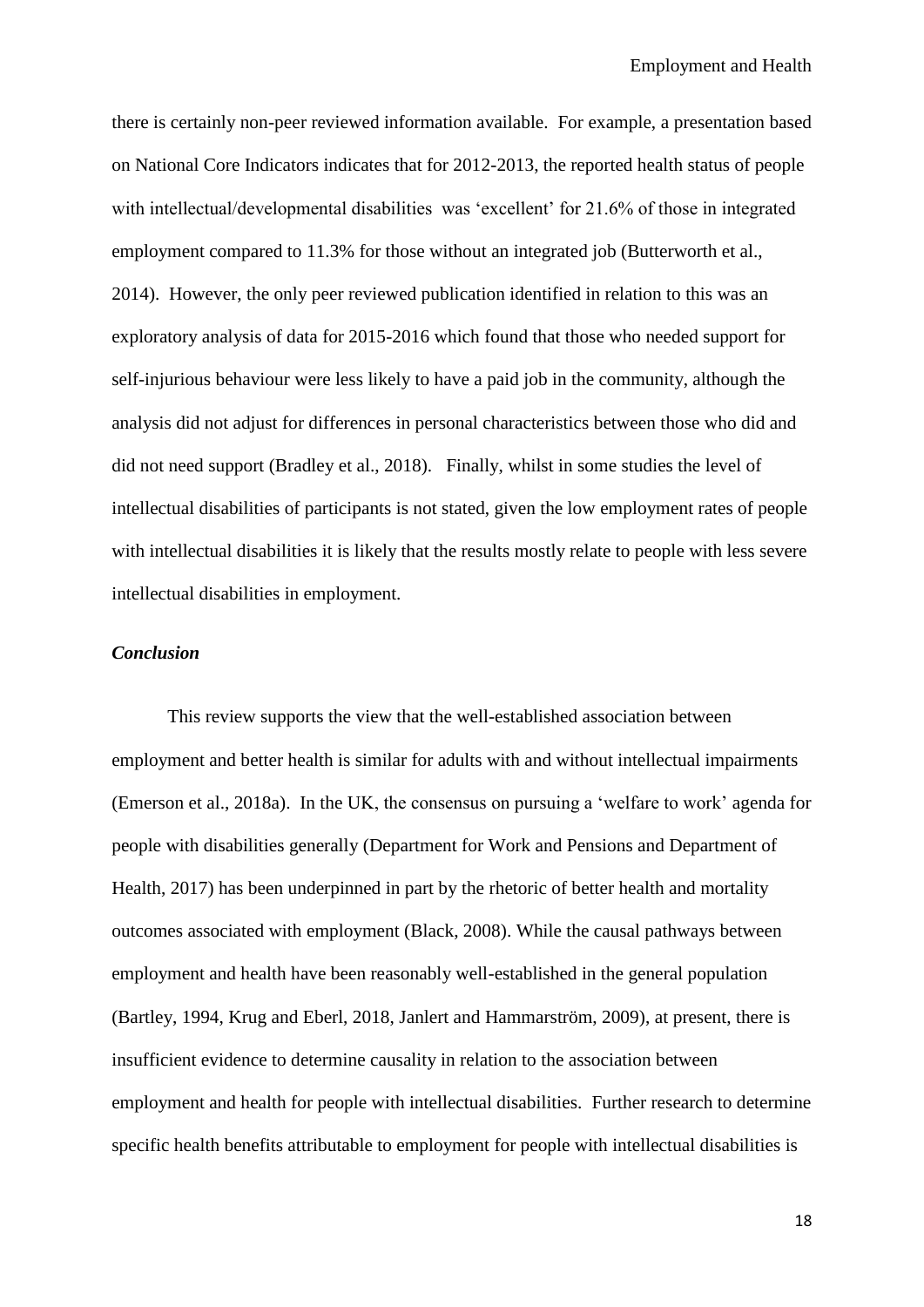there is certainly non-peer reviewed information available. For example, a presentation based on National Core Indicators indicates that for 2012-2013, the reported health status of people with intellectual/developmental disabilities was 'excellent' for 21.6% of those in integrated employment compared to 11.3% for those without an integrated job (Butterworth et al., 2014). However, the only peer reviewed publication identified in relation to this was an exploratory analysis of data for 2015-2016 which found that those who needed support for self-injurious behaviour were less likely to have a paid job in the community, although the analysis did not adjust for differences in personal characteristics between those who did and did not need support (Bradley et al., 2018). Finally, whilst in some studies the level of intellectual disabilities of participants is not stated, given the low employment rates of people with intellectual disabilities it is likely that the results mostly relate to people with less severe intellectual disabilities in employment.

### *Conclusion*

This review supports the view that the well-established association between employment and better health is similar for adults with and without intellectual impairments (Emerson et al., 2018a). In the UK, the consensus on pursuing a 'welfare to work' agenda for people with disabilities generally (Department for Work and Pensions and Department of Health, 2017) has been underpinned in part by the rhetoric of better health and mortality outcomes associated with employment (Black, 2008). While the causal pathways between employment and health have been reasonably well-established in the general population (Bartley, 1994, Krug and Eberl, 2018, Janlert and Hammarström, 2009), at present, there is insufficient evidence to determine causality in relation to the association between employment and health for people with intellectual disabilities. Further research to determine specific health benefits attributable to employment for people with intellectual disabilities is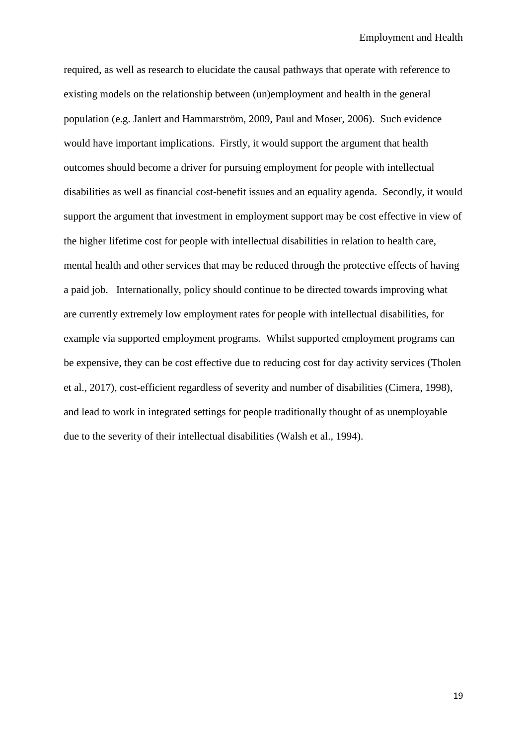required, as well as research to elucidate the causal pathways that operate with reference to existing models on the relationship between (un)employment and health in the general population (e.g. Janlert and Hammarström, 2009, Paul and Moser, 2006). Such evidence would have important implications. Firstly, it would support the argument that health outcomes should become a driver for pursuing employment for people with intellectual disabilities as well as financial cost-benefit issues and an equality agenda. Secondly, it would support the argument that investment in employment support may be cost effective in view of the higher lifetime cost for people with intellectual disabilities in relation to health care, mental health and other services that may be reduced through the protective effects of having a paid job. Internationally, policy should continue to be directed towards improving what are currently extremely low employment rates for people with intellectual disabilities, for example via supported employment programs. Whilst supported employment programs can be expensive, they can be cost effective due to reducing cost for day activity services (Tholen et al., 2017), cost-efficient regardless of severity and number of disabilities (Cimera, 1998), and lead to work in integrated settings for people traditionally thought of as unemployable due to the severity of their intellectual disabilities (Walsh et al., 1994).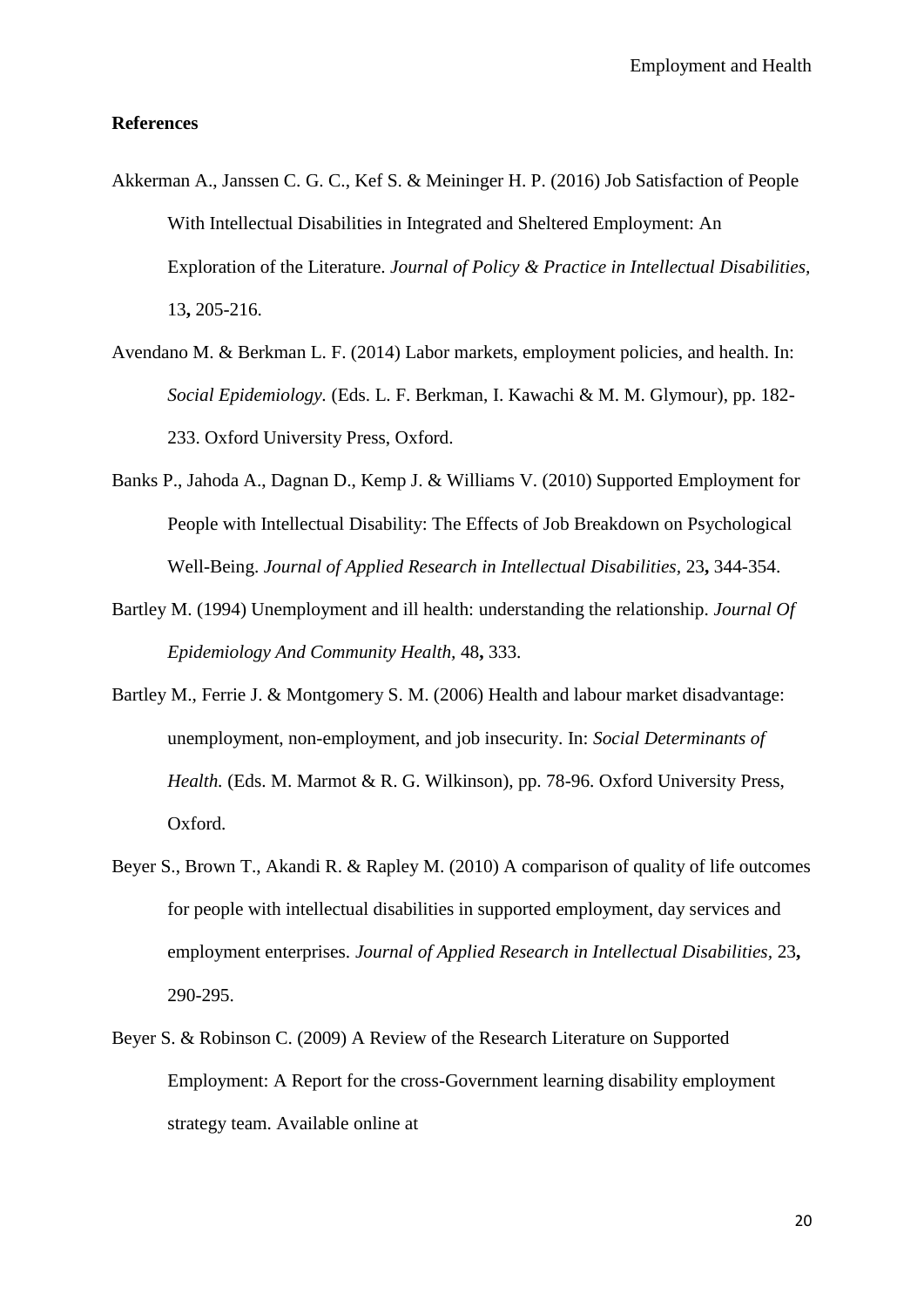**References**

Akkerman A., Janssen C. G. C., Kef S. & Meininger H. P. (2016) Job Satisfaction of People With Intellectual Disabilities in Integrated and Sheltered Employment: An Exploration of the Literature. *Journal of Policy & Practice in Intellectual Disabilities,* 13**,** 205-216.

Avendano M. & Berkman L. F. (2014) Labor markets, employment policies, and health. In: *Social Epidemiology.* (Eds. L. F. Berkman, I. Kawachi & M. M. Glymour), pp. 182-233. Oxford University Press, Oxford.

Banks P., Jahoda A., Dagnan D., Kemp J. & Williams V. (2010) Supported Employment for People with Intellectual Disability: The Effects of Job Breakdown on Psychological Well-Being. *Journal of Applied Research in Intellectual Disabilities,* 23**,** 344-354.

Bartley M. (1994) Unemployment and ill health: understanding the relationship. *Journal Of Epidemiology And Community Health,* 48**,** 333.

Bartley M., Ferrie J. & Montgomery S. M. (2006) Health and labour market disadvantage: unemployment, non-employment, and job insecurity. In: *Social Determinants of Health.* (Eds. M. Marmot & R. G. Wilkinson), pp. 78-96. Oxford University Press, Oxford.

Beyer S., Brown T., Akandi R. & Rapley M. (2010) A comparison of quality of life outcomes for people with intellectual disabilities in supported employment, day services and employment enterprises. *Journal of Applied Research in Intellectual Disabilities,* 23**,** 290-295.

Beyer S. & Robinson C. (2009) A Review of the Research Literature on Supported Employment: A Report for the cross-Government learning disability employment strategy team. Available online at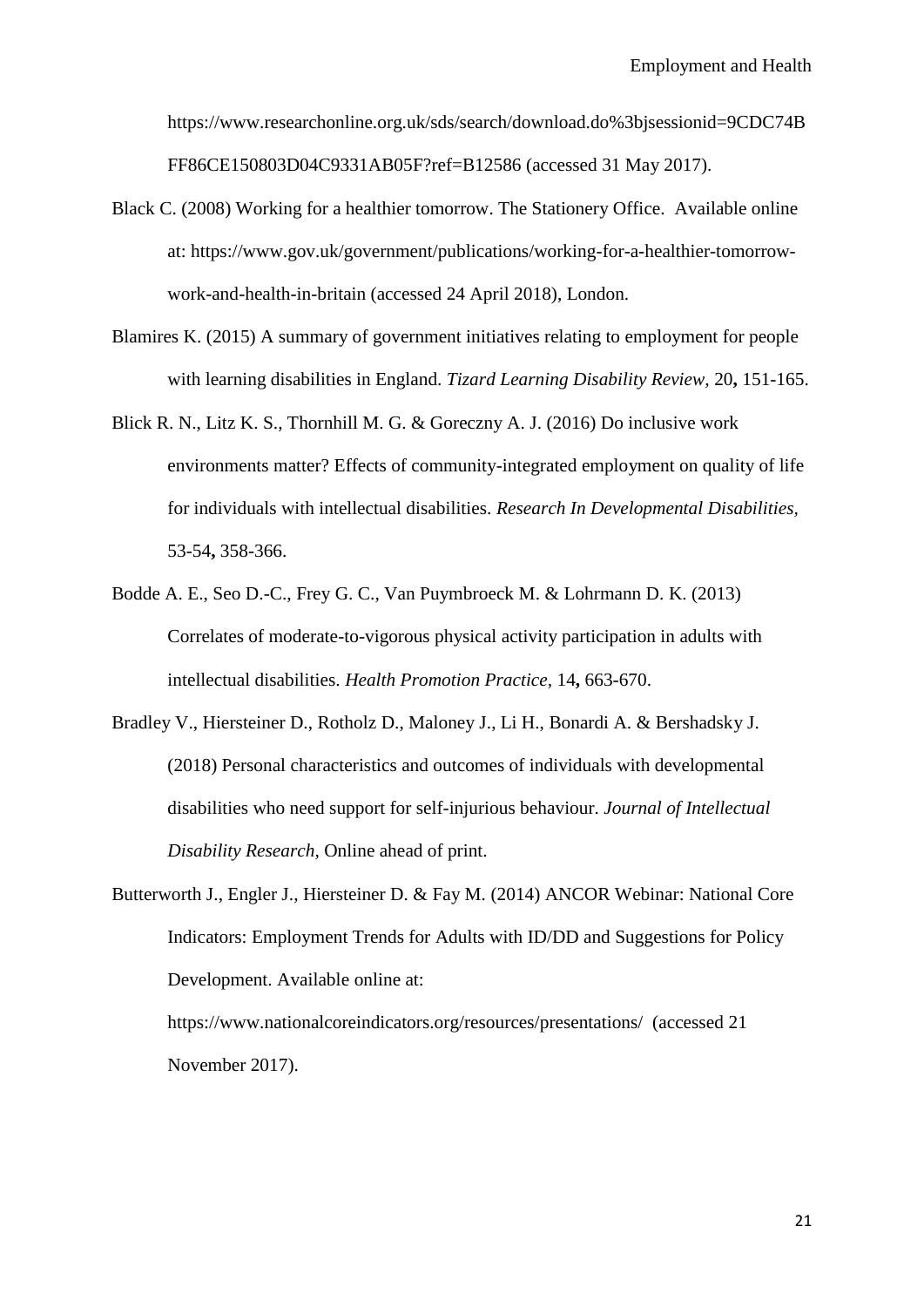https://www.researchonline.org.uk/sds/search/download.do%3bjsessionid=9CDC74BFF86CE150803D04C9331AB05F?ref=B12586 (accessed 31 May 2017).

Black C. (2008) Working for a healthier tomorrow. The Stationery Office. Available online at: https://www.gov.uk/government/publications/working-for-a-healthier-tomorrow-work-and-health-in-britain (accessed 24 April 2018), London.

Blamires K. (2015) A summary of government initiatives relating to employment for people with learning disabilities in England. *Tizard Learning Disability Review,* 20**,** 151-165.

Blick R. N., Litz K. S., Thornhill M. G. & Goreczny A. J. (2016) Do inclusive work environments matter? Effects of community-integrated employment on quality of life for individuals with intellectual disabilities. *Research In Developmental Disabilities,* 53-54**,** 358-366.

Bodde A. E., Seo D.-C., Frey G. C., Van Puymbroeck M. & Lohrmann D. K. (2013) Correlates of moderate-to-vigorous physical activity participation in adults with intellectual disabilities. *Health Promotion Practice,* 14**,** 663-670.

Bradley V., Hiersteiner D., Rotholz D., Maloney J., Li H., Bonardi A. & Bershadsky J. (2018) Personal characteristics and outcomes of individuals with developmental disabilities who need support for self-injurious behaviour. *Journal of Intellectual Disability Research,* Online ahead of print.

Butterworth J., Engler J., Hiersteiner D. & Fay M. (2014) ANCOR Webinar: National Core Indicators: Employment Trends for Adults with ID/DD and Suggestions for Policy Development. Available online at: https://www.nationalcoreindicators.org/resources/presentations/ (accessed 21 November 2017).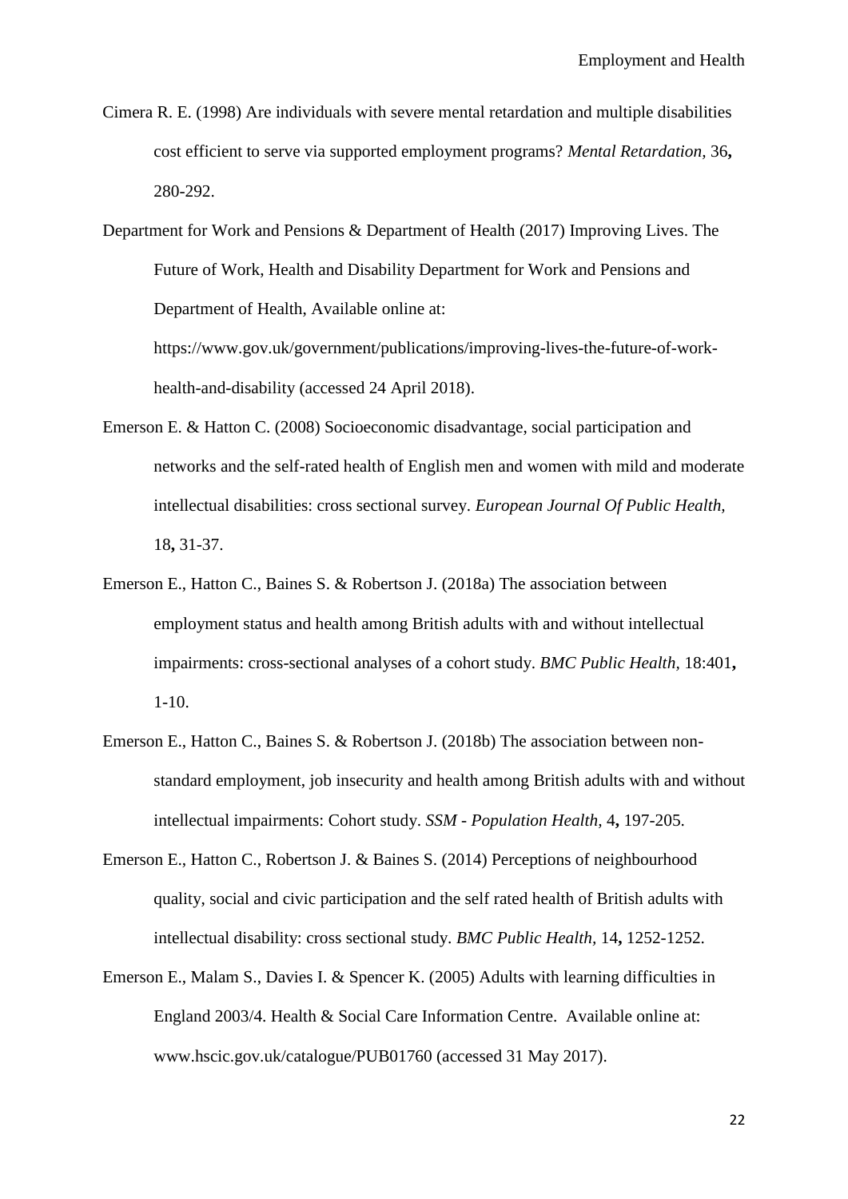Cimera R. E. (1998) Are individuals with severe mental retardation and multiple disabilities cost efficient to serve via supported employment programs? *Mental Retardation,* 36**,** 280-292.

Department for Work and Pensions & Department of Health (2017) Improving Lives. The Future of Work, Health and Disability Department for Work and Pensions and Department of Health, Available online at: https://www.gov.uk/government/publications/improving-lives-the-future-of-work-health-and-disability (accessed 24 April 2018).

Emerson E. & Hatton C. (2008) Socioeconomic disadvantage, social participation and networks and the self-rated health of English men and women with mild and moderate intellectual disabilities: cross sectional survey. *European Journal Of Public Health,* 18**,** 31-37.

Emerson E., Hatton C., Baines S. & Robertson J. (2018a) The association between employment status and health among British adults with and without intellectual impairments: cross-sectional analyses of a cohort study. *BMC Public Health,* 18:401**,** 1-10.

Emerson E., Hatton C., Baines S. & Robertson J. (2018b) The association between non-standard employment, job insecurity and health among British adults with and without intellectual impairments: Cohort study. *SSM - Population Health,* 4**,** 197-205.

Emerson E., Hatton C., Robertson J. & Baines S. (2014) Perceptions of neighbourhood quality, social and civic participation and the self rated health of British adults with intellectual disability: cross sectional study. *BMC Public Health,* 14**,** 1252-1252.

Emerson E., Malam S., Davies I. & Spencer K. (2005) Adults with learning difficulties in England 2003/4. Health & Social Care Information Centre. Available online at: www.hscic.gov.uk/catalogue/PUB01760 (accessed 31 May 2017).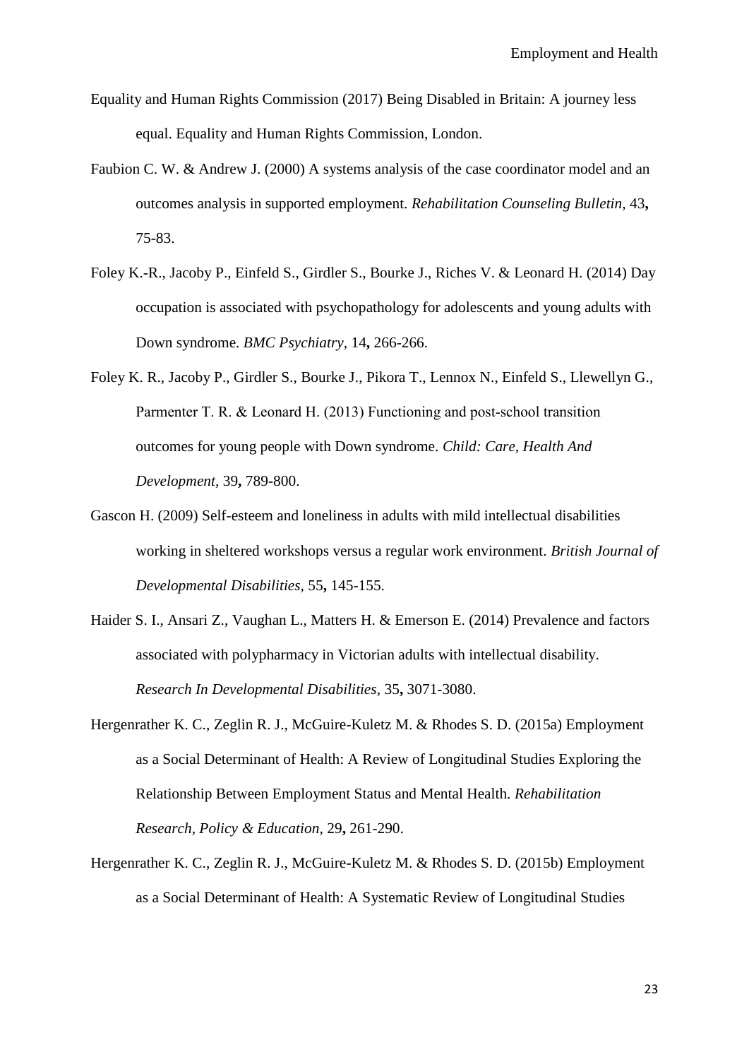Equality and Human Rights Commission (2017) Being Disabled in Britain: A journey less equal. Equality and Human Rights Commission, London.

Faubion C. W. & Andrew J. (2000) A systems analysis of the case coordinator model and an outcomes analysis in supported employment. *Rehabilitation Counseling Bulletin,* 43**,** 75-83.

Foley K.-R., Jacoby P., Einfeld S., Girdler S., Bourke J., Riches V. & Leonard H. (2014) Day occupation is associated with psychopathology for adolescents and young adults with Down syndrome. *BMC Psychiatry,* 14**,** 266-266.

Foley K. R., Jacoby P., Girdler S., Bourke J., Pikora T., Lennox N., Einfeld S., Llewellyn G., Parmenter T. R. & Leonard H. (2013) Functioning and post-school transition outcomes for young people with Down syndrome. *Child: Care, Health And Development,* 39**,** 789-800.

Gascon H. (2009) Self-esteem and loneliness in adults with mild intellectual disabilities working in sheltered workshops versus a regular work environment. *British Journal of Developmental Disabilities,* 55**,** 145-155.

Haider S. I., Ansari Z., Vaughan L., Matters H. & Emerson E. (2014) Prevalence and factors associated with polypharmacy in Victorian adults with intellectual disability. *Research In Developmental Disabilities,* 35**,** 3071-3080.

Hergenrather K. C., Zeglin R. J., McGuire-Kuletz M. & Rhodes S. D. (2015a) Employment as a Social Determinant of Health: A Review of Longitudinal Studies Exploring the Relationship Between Employment Status and Mental Health. *Rehabilitation Research, Policy & Education,* 29**,** 261-290.

Hergenrather K. C., Zeglin R. J., McGuire-Kuletz M. & Rhodes S. D. (2015b) Employment as a Social Determinant of Health: A Systematic Review of Longitudinal Studies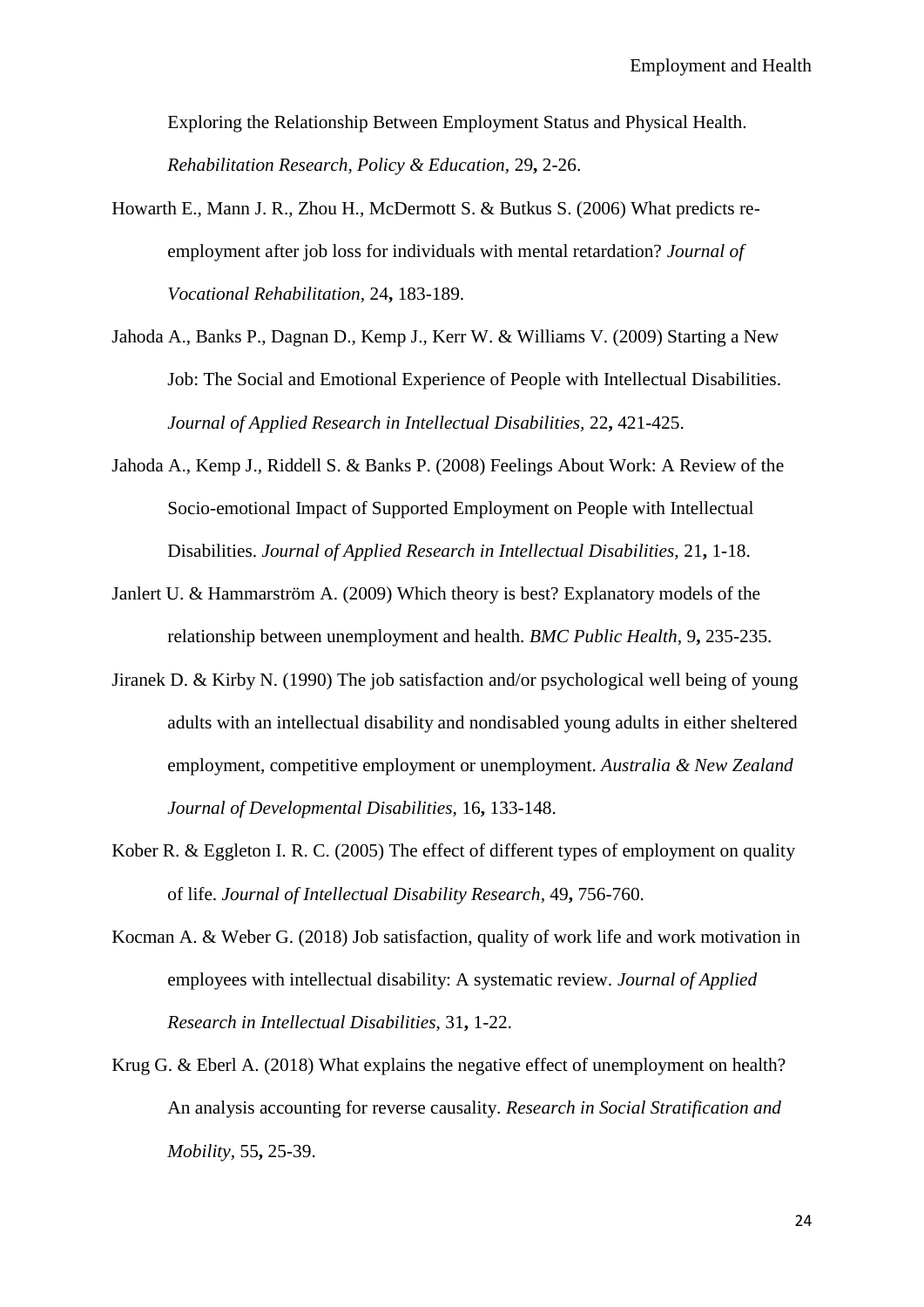Exploring the Relationship Between Employment Status and Physical Health. *Rehabilitation Research, Policy & Education,* 29**,** 2-26.

Howarth E., Mann J. R., Zhou H., McDermott S. & Butkus S. (2006) What predicts re-employment after job loss for individuals with mental retardation? *Journal of Vocational Rehabilitation,* 24**,** 183-189.

Jahoda A., Banks P., Dagnan D., Kemp J., Kerr W. & Williams V. (2009) Starting a New Job: The Social and Emotional Experience of People with Intellectual Disabilities. *Journal of Applied Research in Intellectual Disabilities,* 22**,** 421-425.

Jahoda A., Kemp J., Riddell S. & Banks P. (2008) Feelings About Work: A Review of the Socio-emotional Impact of Supported Employment on People with Intellectual Disabilities. *Journal of Applied Research in Intellectual Disabilities,* 21**,** 1-18.

Janlert U. & Hammarström A. (2009) Which theory is best? Explanatory models of the relationship between unemployment and health. *BMC Public Health,* 9**,** 235-235.

Jiranek D. & Kirby N. (1990) The job satisfaction and/or psychological well being of young adults with an intellectual disability and nondisabled young adults in either sheltered employment, competitive employment or unemployment. *Australia & New Zealand Journal of Developmental Disabilities,* 16**,** 133-148.

Kober R. & Eggleton I. R. C. (2005) The effect of different types of employment on quality of life. *Journal of Intellectual Disability Research,* 49**,** 756-760.

Kocman A. & Weber G. (2018) Job satisfaction, quality of work life and work motivation in employees with intellectual disability: A systematic review. *Journal of Applied Research in Intellectual Disabilities,* 31**,** 1-22.

Krug G. & Eberl A. (2018) What explains the negative effect of unemployment on health? An analysis accounting for reverse causality. *Research in Social Stratification and Mobility,* 55**,** 25-39.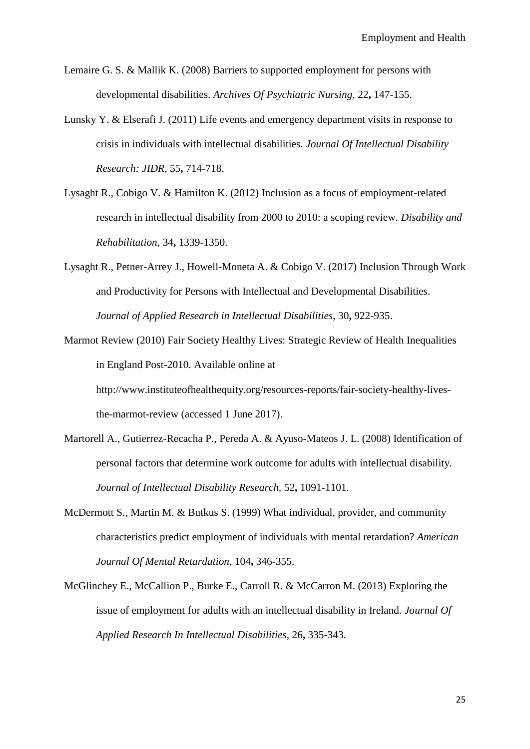Lemaire G. S. & Mallik K. (2008) Barriers to supported employment for persons with developmental disabilities. *Archives Of Psychiatric Nursing,* 22**,** 147-155.

Lunsky Y. & Elserafi J. (2011) Life events and emergency department visits in response to crisis in individuals with intellectual disabilities. *Journal Of Intellectual Disability Research: JIDR,* 55**,** 714-718.

Lysaght R., Cobigo V. & Hamilton K. (2012) Inclusion as a focus of employment-related research in intellectual disability from 2000 to 2010: a scoping review. *Disability and Rehabilitation,* 34**,** 1339-1350.

Lysaght R., Petner-Arrey J., Howell-Moneta A. & Cobigo V. (2017) Inclusion Through Work and Productivity for Persons with Intellectual and Developmental Disabilities. *Journal of Applied Research in Intellectual Disabilities,* 30**,** 922-935.

Marmot Review (2010) Fair Society Healthy Lives: Strategic Review of Health Inequalities in England Post-2010. Available online at http://www.instituteofhealthequity.org/resources-reports/fair-society-healthy-lives-the-marmot-review (accessed 1 June 2017).

Martorell A., Gutierrez-Recacha P., Pereda A. & Ayuso-Mateos J. L. (2008) Identification of personal factors that determine work outcome for adults with intellectual disability. *Journal of Intellectual Disability Research,* 52**,** 1091-1101.

McDermott S., Martin M. & Butkus S. (1999) What individual, provider, and community characteristics predict employment of individuals with mental retardation? *American Journal Of Mental Retardation,* 104**,** 346-355.

McGlinchey E., McCallion P., Burke E., Carroll R. & McCarron M. (2013) Exploring the issue of employment for adults with an intellectual disability in Ireland. *Journal Of Applied Research In Intellectual Disabilities,* 26**,** 335-343.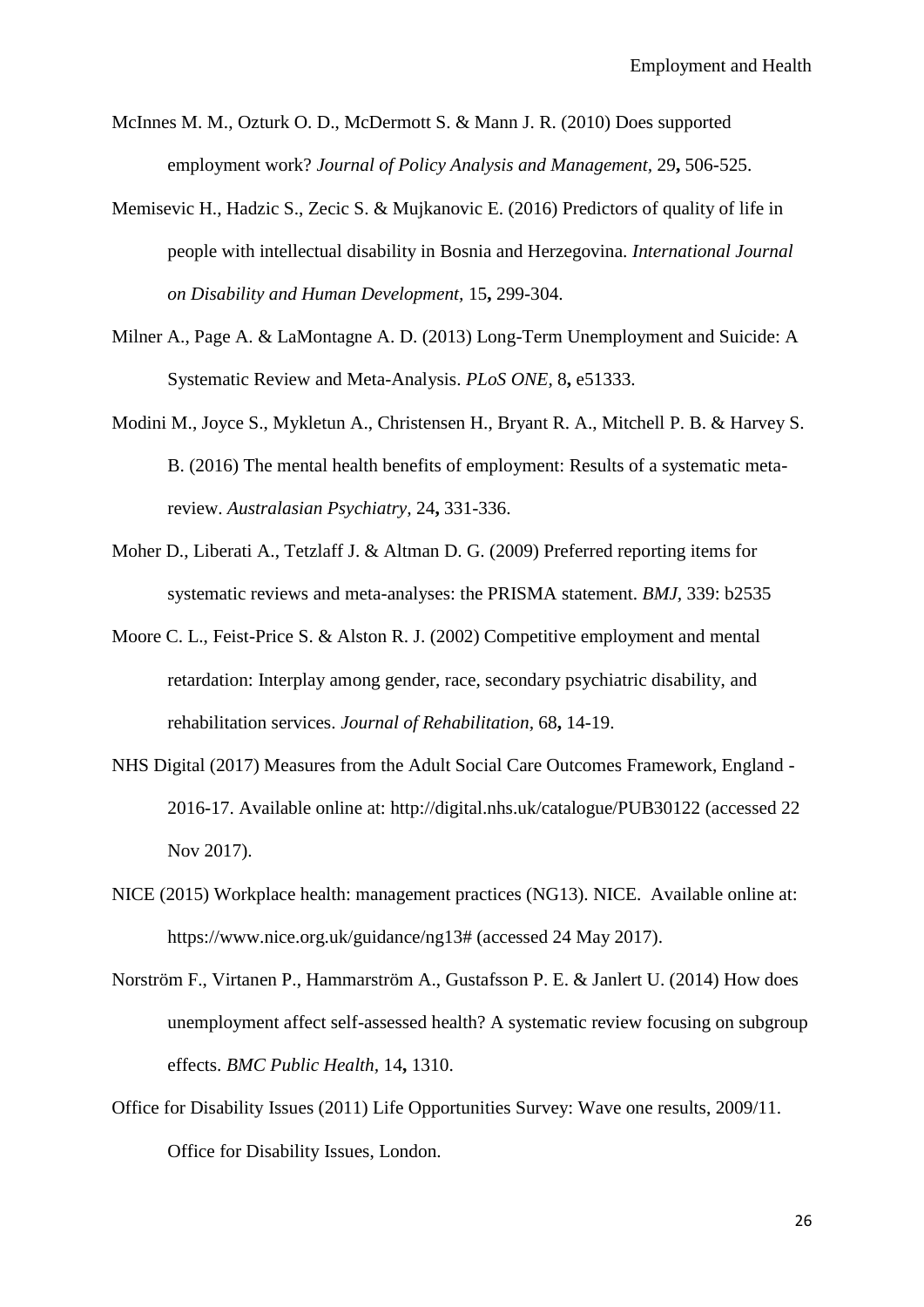McInnes M. M., Ozturk O. D., McDermott S. & Mann J. R. (2010) Does supported employment work? *Journal of Policy Analysis and Management,* 29**,** 506-525.

Memisevic H., Hadzic S., Zecic S. & Mujkanovic E. (2016) Predictors of quality of life in people with intellectual disability in Bosnia and Herzegovina. *International Journal on Disability and Human Development,* 15**,** 299-304.

Milner A., Page A. & LaMontagne A. D. (2013) Long-Term Unemployment and Suicide: A Systematic Review and Meta-Analysis. *PLoS ONE,* 8**,** e51333.

Modini M., Joyce S., Mykletun A., Christensen H., Bryant R. A., Mitchell P. B. & Harvey S. B. (2016) The mental health benefits of employment: Results of a systematic meta-review. *Australasian Psychiatry,* 24**,** 331-336.

Moher D., Liberati A., Tetzlaff J. & Altman D. G. (2009) Preferred reporting items for systematic reviews and meta-analyses: the PRISMA statement. *BMJ*, 339: b2535

Moore C. L., Feist-Price S. & Alston R. J. (2002) Competitive employment and mental retardation: Interplay among gender, race, secondary psychiatric disability, and rehabilitation services. *Journal of Rehabilitation,* 68**,** 14-19.

NHS Digital (2017) Measures from the Adult Social Care Outcomes Framework, England - 2016-17. Available online at: http://digital.nhs.uk/catalogue/PUB30122 (accessed 22 Nov 2017).

NICE (2015) Workplace health: management practices (NG13). NICE. Available online at: https://www.nice.org.uk/guidance/ng13# (accessed 24 May 2017).

Norström F., Virtanen P., Hammarström A., Gustafsson P. E. & Janlert U. (2014) How does unemployment affect self-assessed health? A systematic review focusing on subgroup effects. *BMC Public Health,* 14**,** 1310.

Office for Disability Issues (2011) Life Opportunities Survey: Wave one results, 2009/11. Office for Disability Issues, London.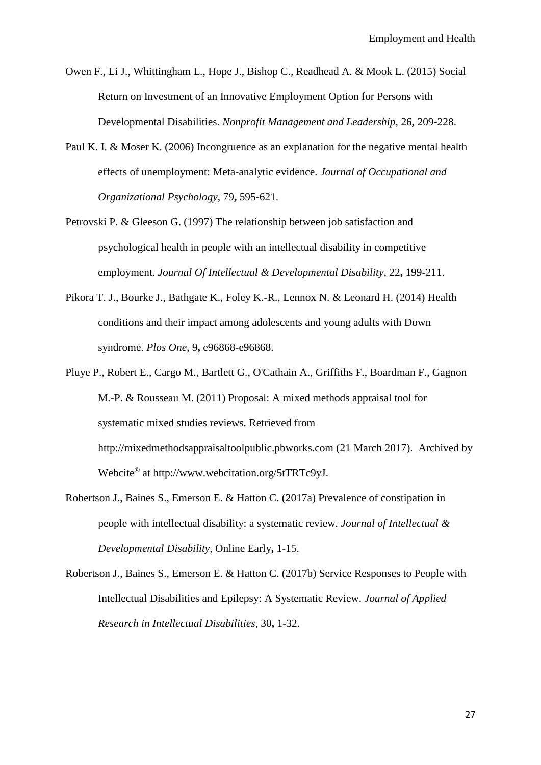Owen F., Li J., Whittingham L., Hope J., Bishop C., Readhead A. & Mook L. (2015) Social Return on Investment of an Innovative Employment Option for Persons with Developmental Disabilities. *Nonprofit Management and Leadership,* 26**,** 209-228.

Paul K. I. & Moser K. (2006) Incongruence as an explanation for the negative mental health effects of unemployment: Meta-analytic evidence. *Journal of Occupational and Organizational Psychology,* 79**,** 595-621.

Petrovski P. & Gleeson G. (1997) The relationship between job satisfaction and psychological health in people with an intellectual disability in competitive employment. *Journal Of Intellectual & Developmental Disability,* 22**,** 199-211.

Pikora T. J., Bourke J., Bathgate K., Foley K.-R., Lennox N. & Leonard H. (2014) Health conditions and their impact among adolescents and young adults with Down syndrome. *Plos One,* 9**,** e96868-e96868.

Pluye P., Robert E., Cargo M., Bartlett G., O'Cathain A., Griffiths F., Boardman F., Gagnon M.-P. & Rousseau M. (2011) Proposal: A mixed methods appraisal tool for systematic mixed studies reviews. Retrieved from http://mixedmethodsappraisaltoolpublic.pbworks.com (21 March 2017). Archived by Webcite® at http://www.webcitation.org/5tTRTc9yJ.

Robertson J., Baines S., Emerson E. & Hatton C. (2017a) Prevalence of constipation in people with intellectual disability: a systematic review. *Journal of Intellectual & Developmental Disability,* Online Early**,** 1-15.

Robertson J., Baines S., Emerson E. & Hatton C. (2017b) Service Responses to People with Intellectual Disabilities and Epilepsy: A Systematic Review. *Journal of Applied Research in Intellectual Disabilities,* 30**,** 1-32.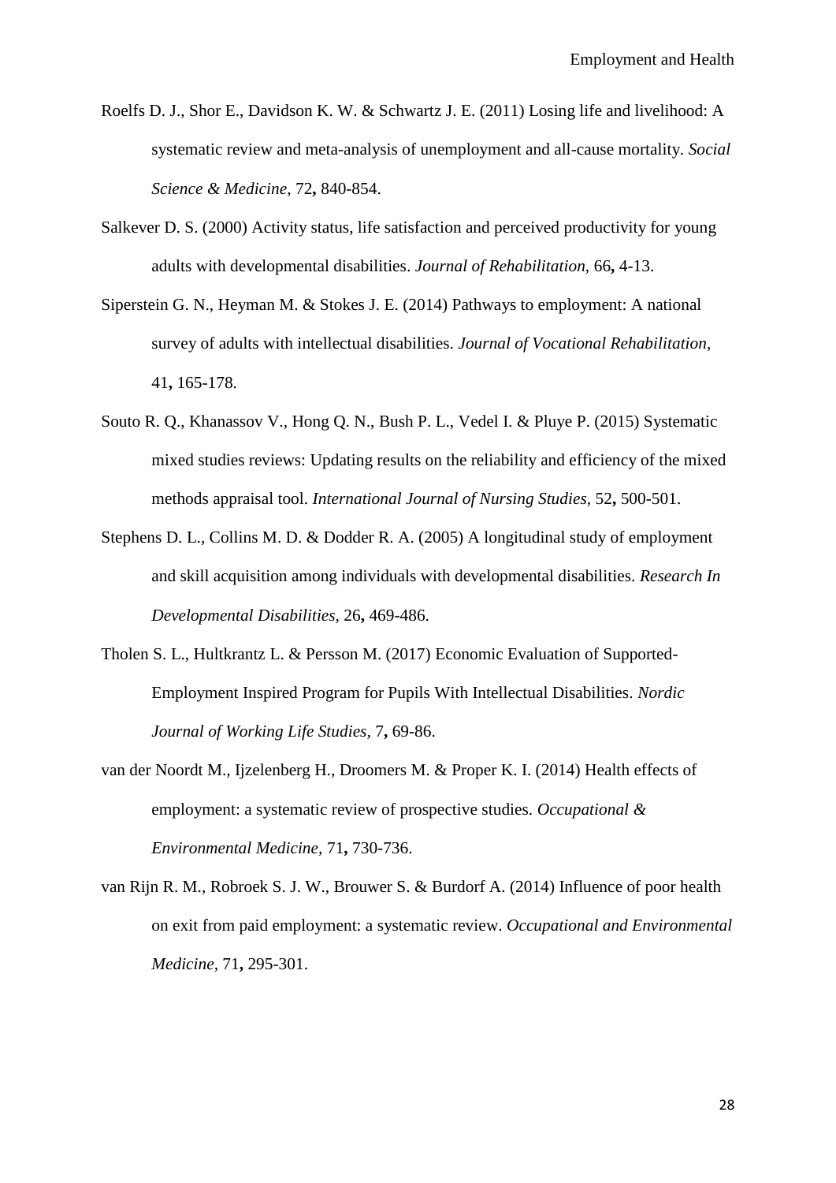Roelfs D. J., Shor E., Davidson K. W. & Schwartz J. E. (2011) Losing life and livelihood: A systematic review and meta-analysis of unemployment and all-cause mortality. *Social Science & Medicine,* 72**,** 840-854.

Salkever D. S. (2000) Activity status, life satisfaction and perceived productivity for young adults with developmental disabilities. *Journal of Rehabilitation,* 66**,** 4-13.

Siperstein G. N., Heyman M. & Stokes J. E. (2014) Pathways to employment: A national survey of adults with intellectual disabilities. *Journal of Vocational Rehabilitation,* 41**,** 165-178.

Souto R. Q., Khanassov V., Hong Q. N., Bush P. L., Vedel I. & Pluye P. (2015) Systematic mixed studies reviews: Updating results on the reliability and efficiency of the mixed methods appraisal tool. *International Journal of Nursing Studies,* 52**,** 500-501.

Stephens D. L., Collins M. D. & Dodder R. A. (2005) A longitudinal study of employment and skill acquisition among individuals with developmental disabilities. *Research In Developmental Disabilities,* 26**,** 469-486.

Tholen S. L., Hultkrantz L. & Persson M. (2017) Economic Evaluation of Supported-Employment Inspired Program for Pupils With Intellectual Disabilities. *Nordic Journal of Working Life Studies,* 7**,** 69-86.

van der Noordt M., Ijzelenberg H., Droomers M. & Proper K. I. (2014) Health effects of employment: a systematic review of prospective studies. *Occupational & Environmental Medicine,* 71**,** 730-736.

van Rijn R. M., Robroek S. J. W., Brouwer S. & Burdorf A. (2014) Influence of poor health on exit from paid employment: a systematic review. *Occupational and Environmental Medicine,* 71**,** 295-301.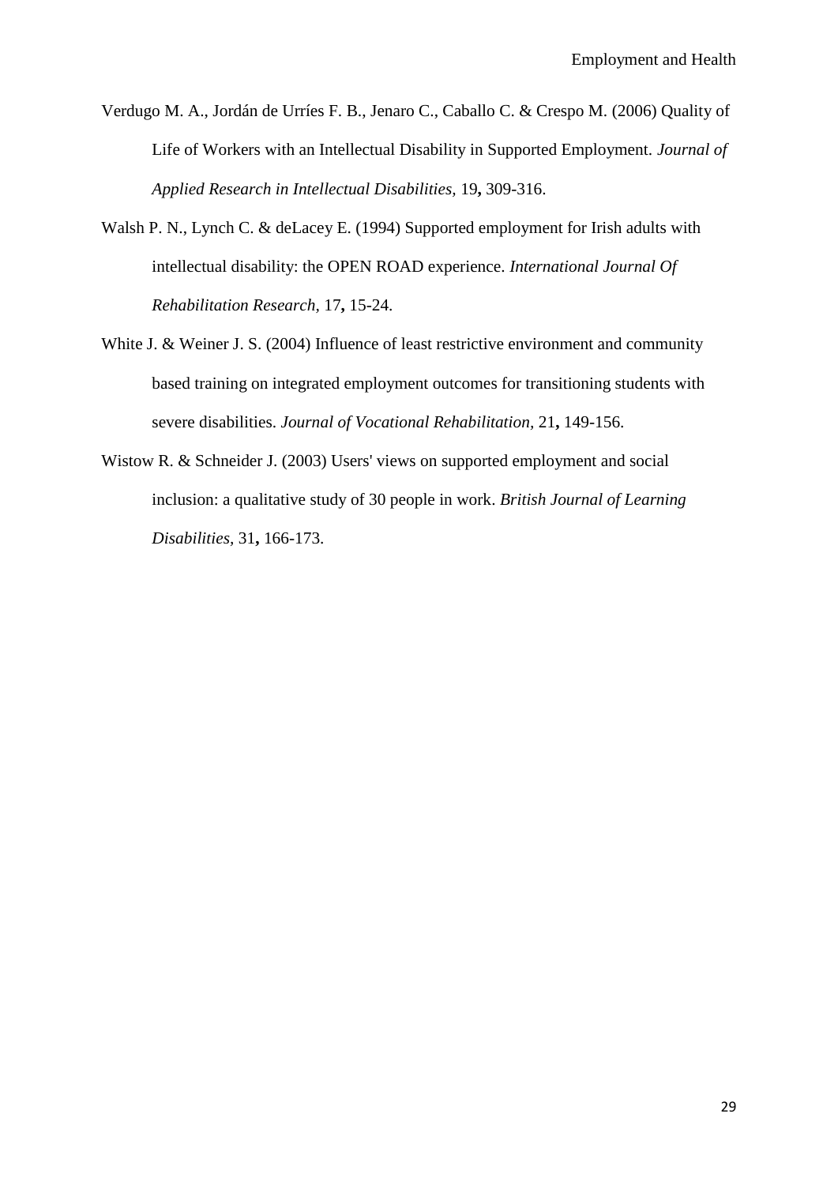Verdugo M. A., Jordán de Urríes F. B., Jenaro C., Caballo C. & Crespo M. (2006) Quality of Life of Workers with an Intellectual Disability in Supported Employment. *Journal of Applied Research in Intellectual Disabilities,* 19**,** 309-316.

Walsh P. N., Lynch C. & deLacey E. (1994) Supported employment for Irish adults with intellectual disability: the OPEN ROAD experience. *International Journal Of Rehabilitation Research,* 17**,** 15-24.

White J. & Weiner J. S. (2004) Influence of least restrictive environment and community based training on integrated employment outcomes for transitioning students with severe disabilities. *Journal of Vocational Rehabilitation,* 21**,** 149-156.

Wistow R. & Schneider J. (2003) Users' views on supported employment and social inclusion: a qualitative study of 30 people in work. *British Journal of Learning Disabilities,* 31**,** 166-173.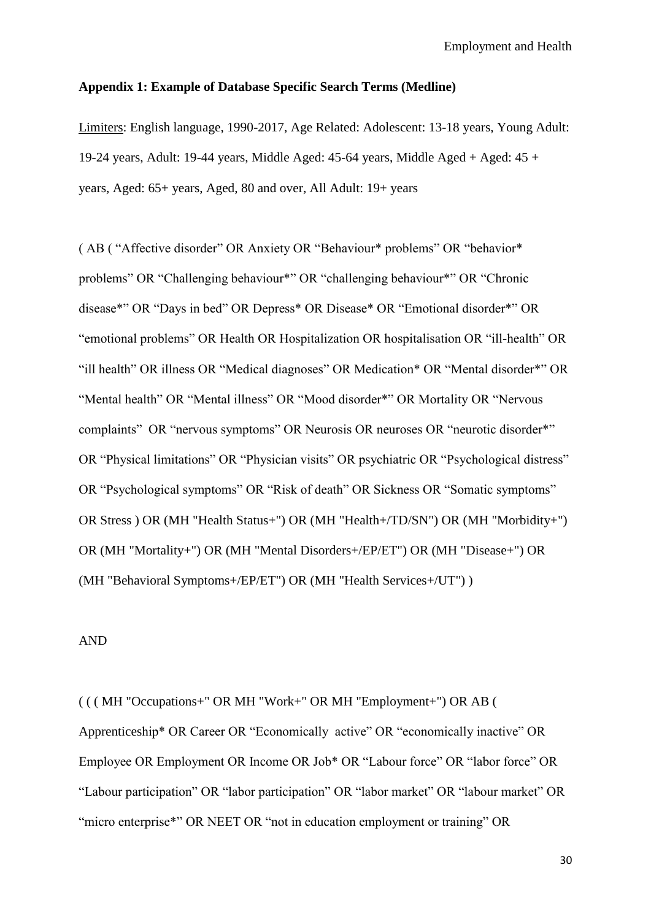**Appendix 1: Example of Database Specific Search Terms (Medline)**

Limiters: English language, 1990-2017, Age Related: Adolescent: 13-18 years, Young Adult: 19-24 years, Adult: 19-44 years, Middle Aged: 45-64 years, Middle Aged + Aged: 45 + years, Aged: 65+ years, Aged, 80 and over, All Adult: 19+ years

( AB ( "Affective disorder" OR Anxiety OR "Behaviour* problems" OR "behavior* problems" OR "Challenging behaviour*" OR "challenging behaviour*" OR "Chronic disease*" OR "Days in bed" OR Depress* OR Disease* OR "Emotional disorder*" OR "emotional problems" OR Health OR Hospitalization OR hospitalisation OR "ill-health" OR "ill health" OR illness OR "Medical diagnoses" OR Medication* OR "Mental disorder*" OR "Mental health" OR "Mental illness" OR "Mood disorder*" OR Mortality OR "Nervous complaints" OR "nervous symptoms" OR Neurosis OR neuroses OR "neurotic disorder*" OR "Physical limitations" OR "Physician visits" OR psychiatric OR "Psychological distress" OR "Psychological symptoms" OR "Risk of death" OR Sickness OR "Somatic symptoms" OR Stress ) OR (MH "Health Status+") OR (MH "Health+/TD/SN") OR (MH "Morbidity+") OR (MH "Mortality+") OR (MH "Mental Disorders+/EP/ET") OR (MH "Disease+") OR (MH "Behavioral Symptoms+/EP/ET") OR (MH "Health Services+/UT") )

AND

( ( ( MH "Occupations+" OR MH "Work+" OR MH "Employment+") OR AB ( Apprenticeship* OR Career OR "Economically active" OR "economically inactive" OR Employee OR Employment OR Income OR Job* OR "Labour force" OR "labor force" OR "Labour participation" OR "labor participation" OR "labor market" OR "labour market" OR "micro enterprise*" OR NEET OR "not in education employment or training" OR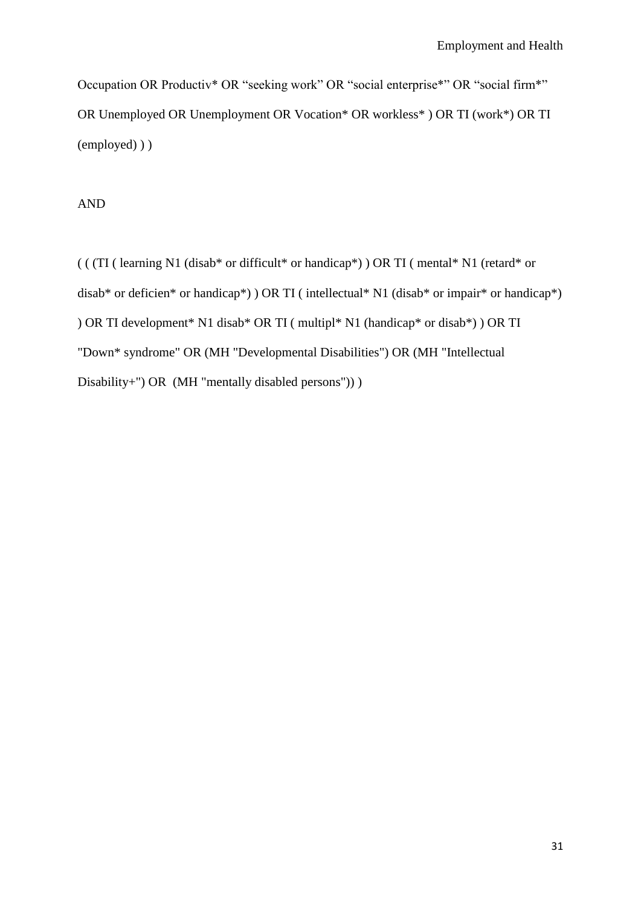Occupation OR Productiv* OR “seeking work” OR “social enterprise*” OR “social firm*” OR Unemployed OR Unemployment OR Vocation* OR workless* ) OR TI (work*) OR TI (employed) ) )

AND

( ( (TI ( learning N1 (disab* or difficult* or handicap*) ) OR TI ( mental* N1 (retard* or disab* or deficien* or handicap*) ) OR TI ( intellectual* N1 (disab* or impair* or handicap*) ) OR TI development* N1 disab* OR TI ( multipl* N1 (handicap* or disab*) ) OR TI "Down* syndrome" OR (MH "Developmental Disabilities") OR (MH "Intellectual Disability+") OR (MH "mentally disabled persons")) )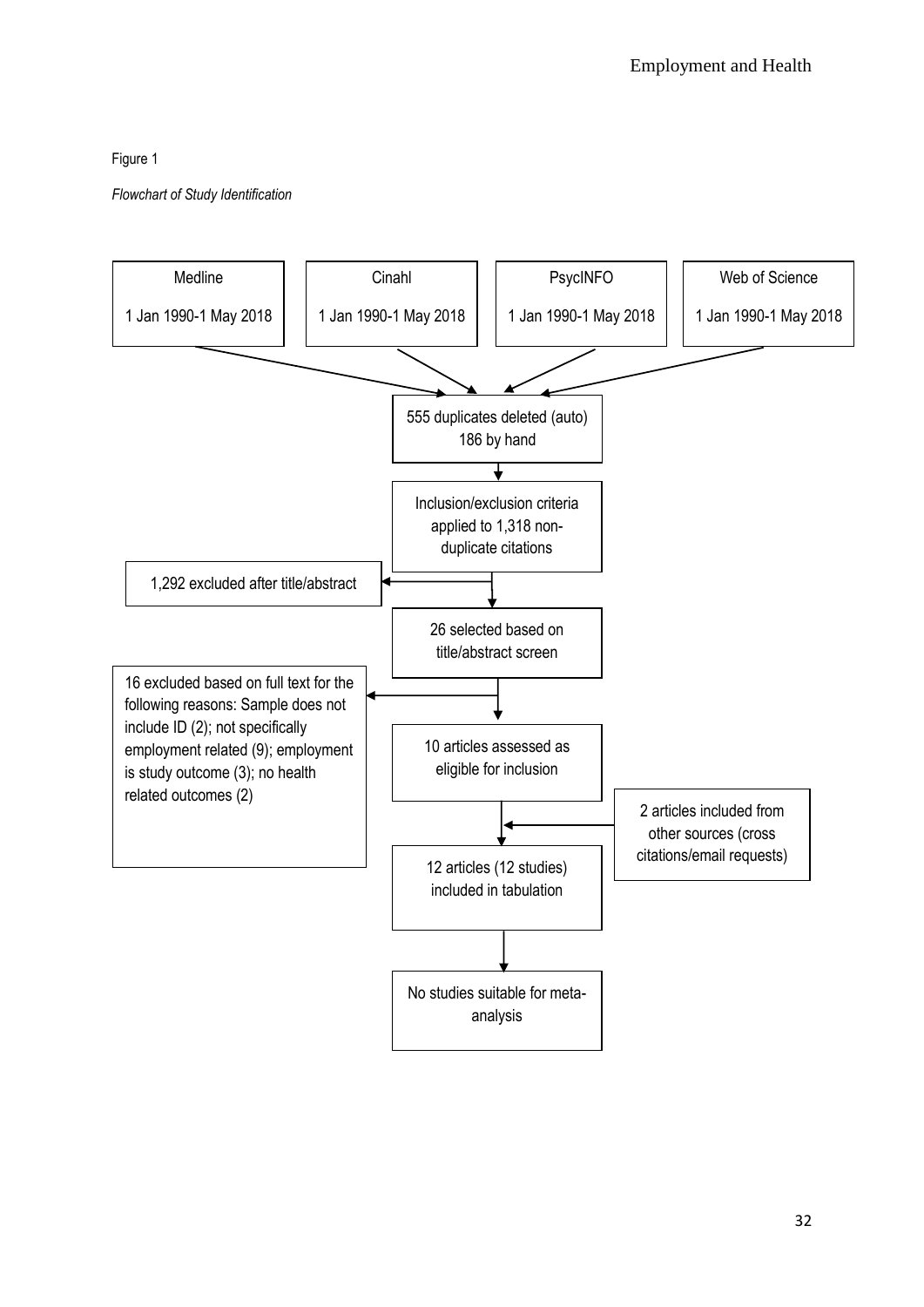Figure 1

*Flowchart of Study Identification*

Medline

1 Jan 1990-1 May 2018

Cinahl

1 Jan 1990-1 May 2018

PsycINFO

1 Jan 1990-1 May 2018

Web of Science

1 Jan 1990-1 May 2018

555 duplicates deleted (auto) 186 by hand

Inclusion/exclusion criteria applied to 1,318 non-duplicate citations

1,292 excluded after title/abstract

26 selected based on title/abstract screen

16 excluded based on full text for the following reasons: Sample does not include ID (2); not specifically employment related (9); employment is study outcome (3); no health related outcomes (2)

10 articles assessed as eligible for inclusion

2 articles included from other sources (cross citations/email requests)

12 articles (12 studies) included in tabulation

No studies suitable for meta-analysis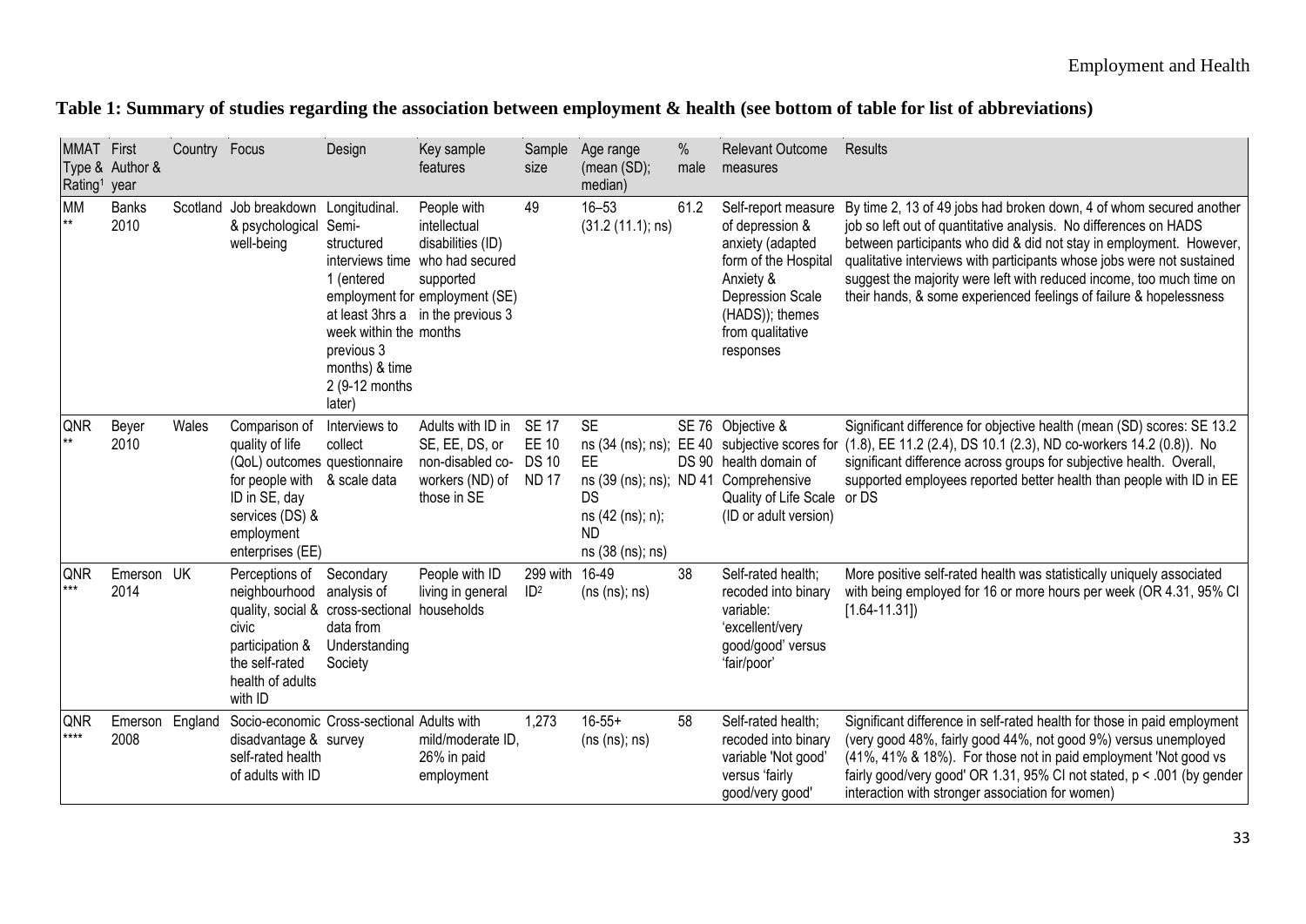## Table 1: Summary of studies regarding the association between employment & health (see bottom of table for list of abbreviations)

| MMAT Type & Rating[1] | First Author & year | Country | Focus | Design | Key sample features | Sample size | Age range (mean (SD); median) | % male | Relevant Outcome measures | Results |
|---|---|---|---|---|---|---|---|---|---|---|
| MM ** | Banks 2010 | Scotland | Job breakdown & psychological well-being | Longitudinal. Semi-structured interviews time 1 (entered employment for at least 3hrs a week within the previous 3 months) & time 2 (9-12 months later) | People with intellectual disabilities (ID) who had secured supported employment (SE) in the previous 3 months | 49 | 16–53 (31.2 (11.1); ns) | 61.2 | Self-report measure of depression & anxiety (adapted form of the Hospital Anxiety & Depression Scale (HADS)); themes from qualitative responses | By time 2, 13 of 49 jobs had broken down, 4 of whom secured another job so left out of quantitative analysis. No differences on HADS between participants who did & did not stay in employment. However, qualitative interviews with participants whose jobs were not sustained suggest the majority were left with reduced income, too much time on their hands, & some experienced feelings of failure & hopelessness |
| QNR ** | Beyer 2010 | Wales | Comparison of quality of life (QoL) outcomes for people with ID in SE, day services (DS) & employment enterprises (EE) | Interviews to collect questionnaire & scale data | Adults with ID in SE, EE, DS, or non-disabled co-workers (ND) of those in SE | SE 17 EE 10 DS 10 ND 17 | SE ns (34 (ns); ns); EE ns (39 (ns); ns); DS ns (42 (ns); n); ND ns (38 (ns); ns) | SE 76 EE 40 DS 90 ND 41 | Objective & subjective scores for health domain of Comprehensive Quality of Life Scale (ID or adult version) | Significant difference for objective health (mean (SD) scores: SE 13.2 (1.8), EE 11.2 (2.4), DS 10.1 (2.3), ND co-workers 14.2 (0.8)). No significant difference across groups for subjective health. Overall, supported employees reported better health than people with ID in EE or DS |
| QNR *** | Emerson 2014 | UK | Perceptions of neighbourhood quality, social & civic participation & the self-rated health of adults with ID | Secondary analysis of cross-sectional data from Understanding Society | People with ID living in general households | 299 with ID[2] | 16-49 (ns (ns); ns) | 38 | Self-rated health; recoded into binary variable: 'excellent/very good/good' versus 'fair/poor' | More positive self-rated health was statistically uniquely associated with being employed for 16 or more hours per week (OR 4.31, 95% CI [1.64-11.31]) |
| QNR **** | Emerson 2008 | England | Socio-economic disadvantage & self-rated health of adults with ID | Cross-sectional survey | Adults with mild/moderate ID, 26% in paid employment | 1,273 | 16-55+ (ns (ns); ns) | 58 | Self-rated health; recoded into binary variable 'Not good' versus 'fairly good/very good' | Significant difference in self-rated health for those in paid employment (very good 48%, fairly good 44%, not good 9%) versus unemployed (41%, 41% & 18%). For those not in paid employment 'Not good vs fairly good/very good' OR 1.31, 95% CI not stated, $p < .001$ (by gender interaction with stronger association for women) |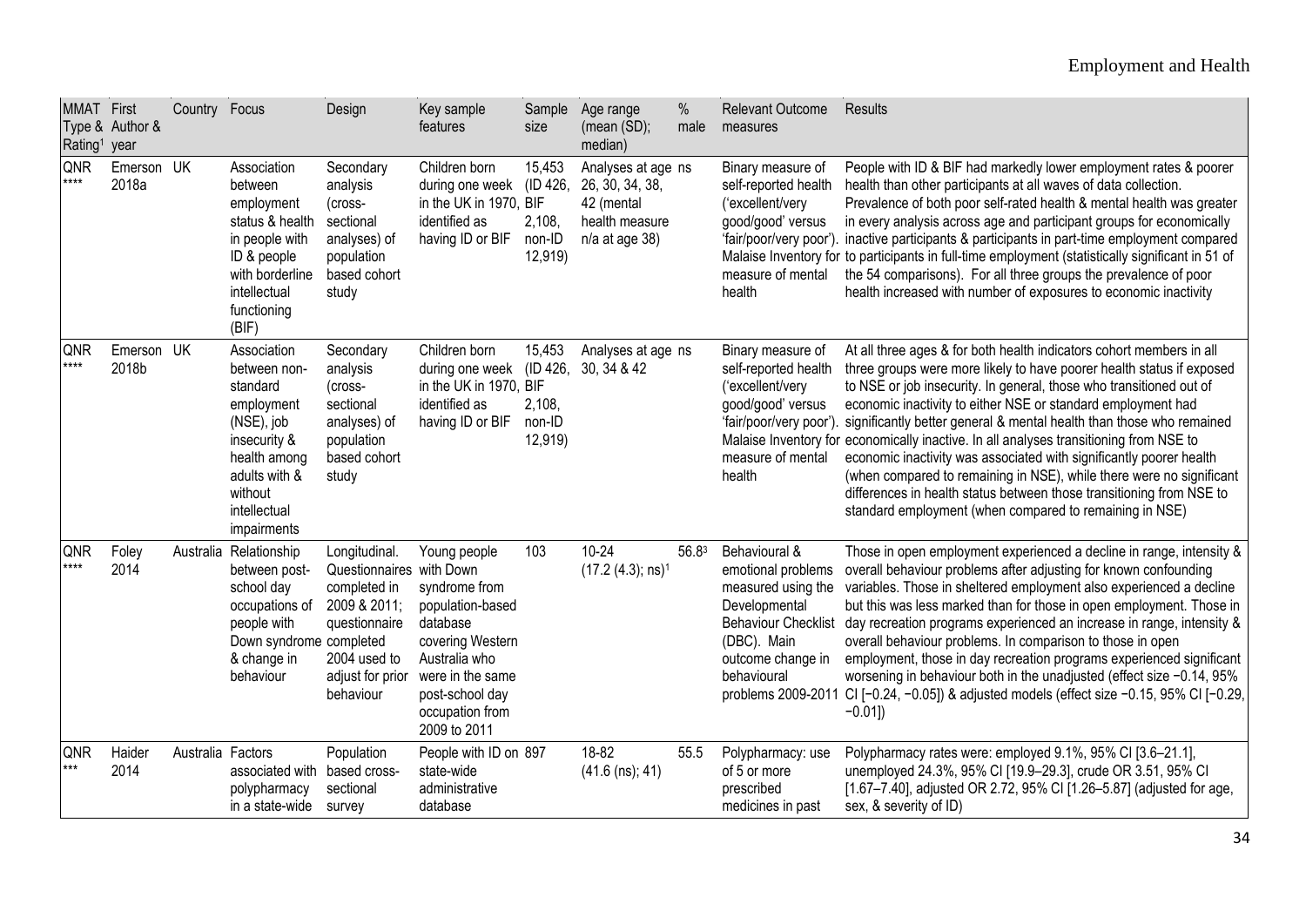| MMAT Type & Rating[1] | First Author & year | Country | Focus | Design | Key sample features | Sample size | Age range (mean (SD); median) | % male | Relevant Outcome measures | Results |
|---|---|---|---|---|---|---|---|---|---|---|
| QNR **** | Emerson 2018a | UK | Association between employment status & health in people with ID & people with borderline intellectual functioning (BIF) | Secondary analysis (cross-sectional analyses) of population based cohort study | Children born during one week in the UK in 1970, identified as having ID or BIF | 15,453 (ID 426, BIF 2,108, non-ID 12,919) | Analyses at age 26, 30, 34, 38, 42 (mental health measure n/a at age 38) | ns | Binary measure of self-reported health ('excellent/very good/good' versus 'fair/poor/very poor'). Malaise Inventory for measure of mental health | People with ID & BIF had markedly lower employment rates & poorer health than other participants at all waves of data collection. Prevalence of both poor self-rated health & mental health was greater in every analysis across age and participant groups for economically inactive participants & participants in part-time employment compared to participants in full-time employment (statistically significant in 51 of the 54 comparisons). For all three groups the prevalence of poor health increased with number of exposures to economic inactivity |
| QNR **** | Emerson 2018b | UK | Association between non-standard employment (NSE), job insecurity & health among adults with & without intellectual impairments | Secondary analysis (cross-sectional analyses) of population based cohort study | Children born during one week in the UK in 1970, identified as having ID or BIF | 15,453 (ID 426, BIF 2,108, non-ID 12,919) | Analyses at age 30, 34 & 42 | ns | Binary measure of self-reported health ('excellent/very good/good' versus 'fair/poor/very poor'). Malaise Inventory for measure of mental health | At all three ages & for both health indicators cohort members in all three groups were more likely to have poorer health status if exposed to NSE or job insecurity. In general, those who transitioned out of economic inactivity to either NSE or standard employment had significantly better general & mental health than those who remained economically inactive. In all analyses transitioning from NSE to economic inactivity was associated with significantly poorer health (when compared to remaining in NSE), while there were no significant differences in health status between those transitioning from NSE to standard employment (when compared to remaining in NSE) |
| QNR **** | Foley 2014 | Australia | Relationship between post-school day occupations of people with Down syndrome & change in behaviour | Longitudinal. Questionnaires completed in 2009 & 2011; questionnaire completed 2004 used to adjust for prior behaviour | Young people with Down syndrome from population-based database covering Western Australia who were in the same post-school day occupation from 2009 to 2011 | 103 | 10-24 (17.2 (4.3); ns)[1] | 56.8[3] | Behavioural & emotional problems measured using the Developmental Behaviour Checklist (DBC). Main outcome change in behavioural problems 2009-2011 | Those in open employment experienced a decline in range, intensity & overall behaviour problems after adjusting for known confounding variables. Those in sheltered employment also experienced a decline but this was less marked than for those in open employment. Those in day recreation programs experienced an increase in range, intensity & overall behaviour problems. In comparison to those in open employment, those in day recreation programs experienced significant worsening in behaviour both in the unadjusted (effect size −0.14, 95% CI [−0.24, −0.05]) & adjusted models (effect size −0.15, 95% CI [−0.29, −0.01]) |
| QNR *** | Haider 2014 | Australia | Factors associated with polypharmacy in a state-wide | Population based cross-sectional survey | People with ID on state-wide administrative database | 897 | 18-82 (41.6 (ns); 41) | 55.5 | Polypharmacy: use of 5 or more prescribed medicines in past | Polypharmacy rates were: employed 9.1%, 95% CI [3.6–21.1], unemployed 24.3%, 95% CI [19.9–29.3], crude OR 3.51, 95% CI [1.67–7.40], adjusted OR 2.72, 95% CI [1.26–5.87] (adjusted for age, sex, & severity of ID) |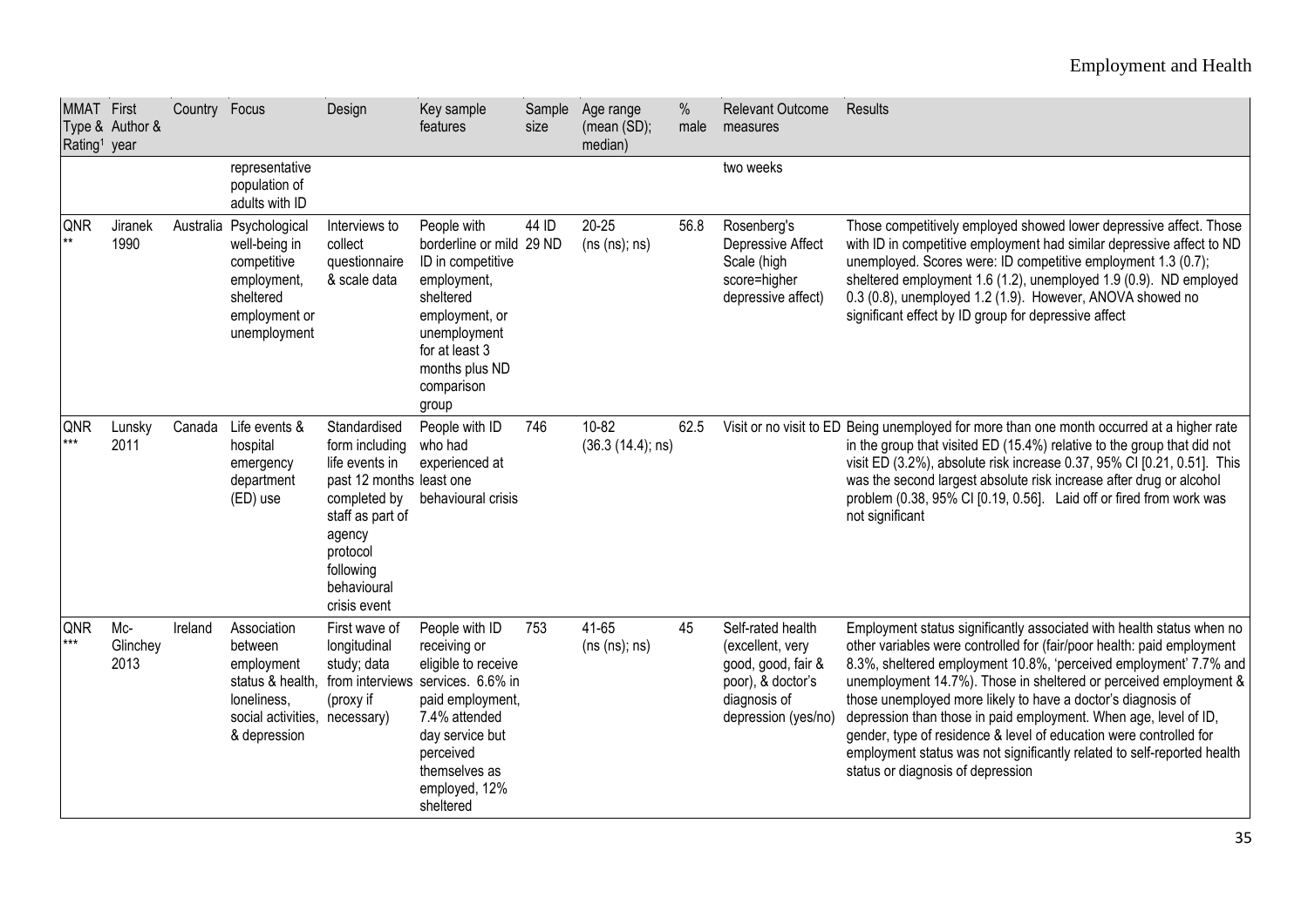| MMAT Type & Rating[1] | First Author & year | Country | Focus | Design | Key sample features | Sample size | Age range (mean (SD); median) | % male | Relevant Outcome measures | Results |
|---|---|---|---|---|---|---|---|---|---|---|
| | | | representative population of adults with ID | | | | | | two weeks | |
| QNR ** | Jiranek 1990 | Australia | Psychological well-being in competitive employment, sheltered employment or unemployment | Interviews to collect questionnaire & scale data | People with borderline or mild ID in competitive employment, sheltered employment, or unemployment for at least 3 months plus ND comparison group | 44 ID 29 ND | 20-25 (ns (ns); ns) | 56.8 | Rosenberg's Depressive Affect Scale (high score=higher depressive affect) | Those competitively employed showed lower depressive affect. Those with ID in competitive employment had similar depressive affect to ND unemployed. Scores were: ID competitive employment 1.3 (0.7); sheltered employment 1.6 (1.2), unemployed 1.9 (0.9). ND employed 0.3 (0.8), unemployed 1.2 (1.9). However, ANOVA showed no significant effect by ID group for depressive affect |
| QNR *** | Lunsky 2011 | Canada | Life events & hospital emergency department (ED) use | Standardised form including life events in past 12 months completed by staff as part of agency protocol following behavioural crisis event | People with ID who had experienced at least one behavioural crisis | 746 | 10-82 (36.3 (14.4); ns) | 62.5 | Visit or no visit to ED | Being unemployed for more than one month occurred at a higher rate in the group that visited ED (15.4%) relative to the group that did not visit ED (3.2%), absolute risk increase 0.37, 95% CI [0.21, 0.51]. This was the second largest absolute risk increase after drug or alcohol problem (0.38, 95% CI [0.19, 0.56]. Laid off or fired from work was not significant |
| QNR *** | Mc-Glinchey 2013 | Ireland | Association between employment status & health, loneliness, social activities, & depression | First wave of longitudinal study; data from interviews (proxy if necessary) | People with ID receiving or eligible to receive services. 6.6% in paid employment, 7.4% attended day service but perceived themselves as employed, 12% sheltered | 753 | 41-65 (ns (ns); ns) | 45 | Self-rated health (excellent, very good, good, fair & poor), & doctor's diagnosis of depression (yes/no) | Employment status significantly associated with health status when no other variables were controlled for (fair/poor health: paid employment 8.3%, sheltered employment 10.8%, 'perceived employment' 7.7% and unemployment 14.7%). Those in sheltered or perceived employment & those unemployed more likely to have a doctor's diagnosis of depression than those in paid employment. When age, level of ID, gender, type of residence & level of education were controlled for employment status was not significantly related to self-reported health status or diagnosis of depression |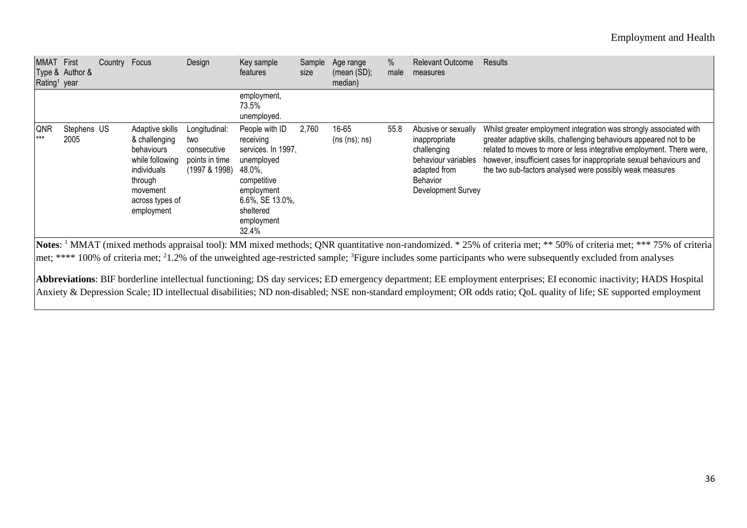| MMAT Type & Rating[1] | First Author & year | Country | Focus | Design | Key sample features | Sample size | Age range (mean (SD); median) | % male | Relevant Outcome measures | Results |
|---|---|---|---|---|---|---|---|---|---|---|
| | | | | | employment, 73.5% unemployed. | | | | | |
| QNR *** | Stephens 2005 | US | Adaptive skills & challenging behaviours while following individuals through movement across types of employment | Longitudinal: two consecutive points in time (1997 & 1998) | People with ID receiving services. In 1997, unemployed 48.0%, competitive employment 6.6%, SE 13.0%, sheltered employment 32.4% | 2,760 | 16-65 (ns (ns); ns) | 55.8 | Abusive or sexually inappropriate challenging behaviour variables adapted from Behavior Development Survey | Whilst greater employment integration was strongly associated with greater adaptive skills, challenging behaviours appeared not to be related to moves to more or less integrative employment. There were, however, insufficient cases for inappropriate sexual behaviours and the two sub-factors analysed were possibly weak measures |

**Notes**: [1] MMAT (mixed methods appraisal tool): MM mixed methods; QNR quantitative non-randomized. * 25% of criteria met; ** 50% of criteria met; *** 75% of criteria met; **** 100% of criteria met; [2]1.2% of the unweighted age-restricted sample; [3]Figure includes some participants who were subsequently excluded from analyses

**Abbreviations**: BIF borderline intellectual functioning; DS day services; ED emergency department; EE employment enterprises; EI economic inactivity; HADS Hospital Anxiety & Depression Scale; ID intellectual disabilities; ND non-disabled; NSE non-standard employment; OR odds ratio; QoL quality of life; SE supported employment